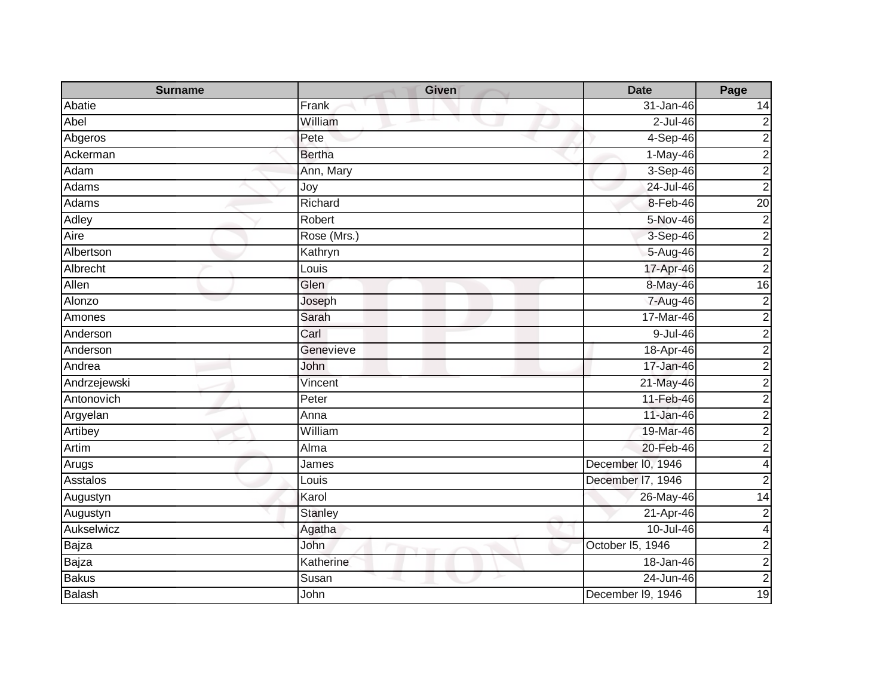| Surname | Given | Date | Page |
|---|---|---|---|
| Abatie | Frank | 31-Jan-46 | 14 |
| Abel | William | 2-Jul-46 | 2 |
| Abgeros | Pete | 4-Sep-46 | 2 |
| Ackerman | Bertha | 1-May-46 | 2 |
| Adam | Ann, Mary | 3-Sep-46 | 2 |
| Adams | Joy | 24-Jul-46 | 2 |
| Adams | Richard | 8-Feb-46 | 20 |
| Adley | Robert | 5-Nov-46 | 2 |
| Aire | Rose (Mrs.) | 3-Sep-46 | 2 |
| Albertson | Kathryn | 5-Aug-46 | 2 |
| Albrecht | Louis | 17-Apr-46 | 2 |
| Allen | Glen | 8-May-46 | 16 |
| Alonzo | Joseph | 7-Aug-46 | 2 |
| Amones | Sarah | 17-Mar-46 | 2 |
| Anderson | Carl | 9-Jul-46 | 2 |
| Anderson | Genevieve | 18-Apr-46 | 2 |
| Andrea | John | 17-Jan-46 | 2 |
| Andrzejewski | Vincent | 21-May-46 | 2 |
| Antonovich | Peter | 11-Feb-46 | 2 |
| Argyelan | Anna | 11-Jan-46 | 2 |
| Artibey | William | 19-Mar-46 | 2 |
| Artim | Alma | 20-Feb-46 | 2 |
| Arugs | James | December l0, 1946 | 4 |
| Asstalos | Louis | December l7, 1946 | 2 |
| Augustyn | Karol | 26-May-46 | 14 |
| Augustyn | Stanley | 21-Apr-46 | 2 |
| Aukselwicz | Agatha | 10-Jul-46 | 4 |
| Bajza | John | October l5, 1946 | 2 |
| Bajza | Katherine | 18-Jan-46 | 2 |
| Bakus | Susan | 24-Jun-46 | 2 |
| Balash | John | December l9, 1946 | 19 |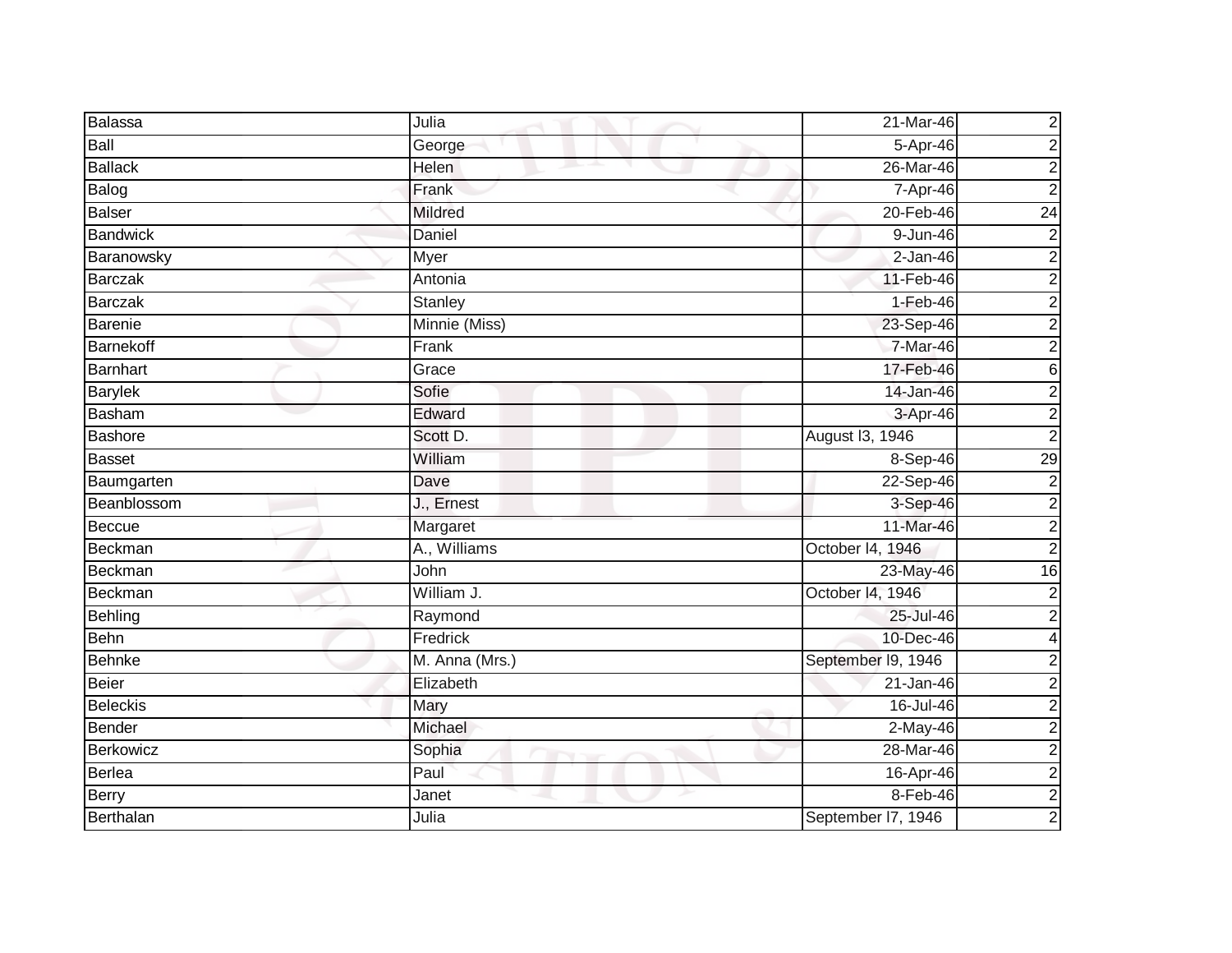| Balassa | Julia | 21-Mar-46 | 2 |
|---|---|---|---|
| Ball | George | 5-Apr-46 | 2 |
| Ballack | Helen | 26-Mar-46 | 2 |
| Balog | Frank | 7-Apr-46 | 2 |
| Balser | Mildred | 20-Feb-46 | 24 |
| Bandwick | Daniel | 9-Jun-46 | 2 |
| Baranowsky | Myer | 2-Jan-46 | 2 |
| Barczak | Antonia | 11-Feb-46 | 2 |
| Barczak | Stanley | 1-Feb-46 | 2 |
| Barenie | Minnie (Miss) | 23-Sep-46 | 2 |
| Barnekoff | Frank | 7-Mar-46 | 2 |
| Barnhart | Grace | 17-Feb-46 | 6 |
| Barylek | Sofie | 14-Jan-46 | 2 |
| Basham | Edward | 3-Apr-46 | 2 |
| Bashore | Scott D. | August l3, 1946 | 2 |
| Basset | William | 8-Sep-46 | 29 |
| Baumgarten | Dave | 22-Sep-46 | 2 |
| Beanblossom | J., Ernest | 3-Sep-46 | 2 |
| Beccue | Margaret | 11-Mar-46 | 2 |
| Beckman | A., Williams | October l4, 1946 | 2 |
| Beckman | John | 23-May-46 | 16 |
| Beckman | William J. | October l4, 1946 | 2 |
| Behling | Raymond | 25-Jul-46 | 2 |
| Behn | Fredrick | 10-Dec-46 | 4 |
| Behnke | M. Anna (Mrs.) | September l9, 1946 | 2 |
| Beier | Elizabeth | 21-Jan-46 | 2 |
| Beleckis | Mary | 16-Jul-46 | 2 |
| Bender | Michael | 2-May-46 | 2 |
| Berkowicz | Sophia | 28-Mar-46 | 2 |
| Berlea | Paul | 16-Apr-46 | 2 |
| Berry | Janet | 8-Feb-46 | 2 |
| Berthalan | Julia | September l7, 1946 | 2 |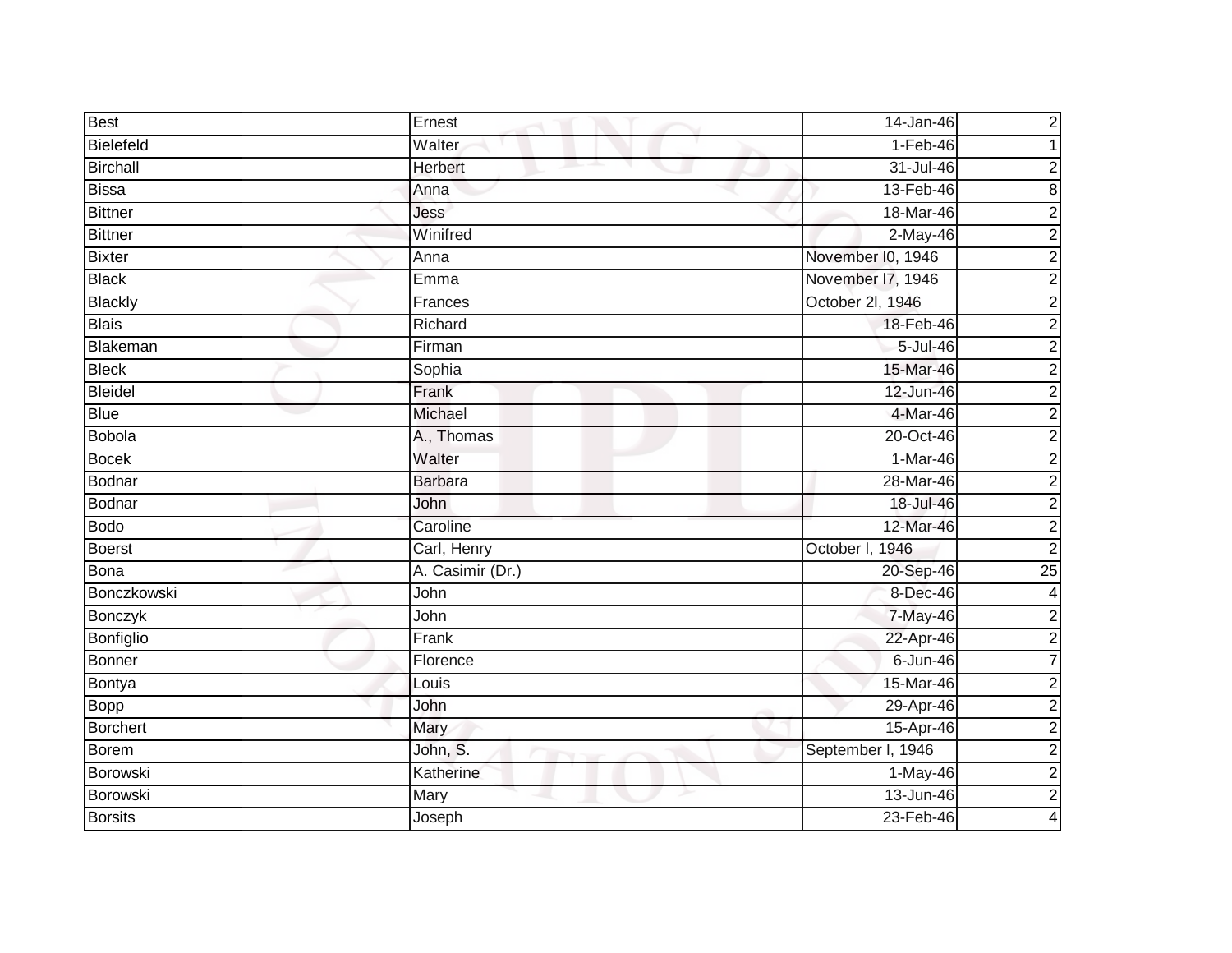| Best | Ernest | 14-Jan-46 | 2 |
|---|---|---|---|
| Bielefeld | Walter | 1-Feb-46 | 1 |
| Birchall | Herbert | 31-Jul-46 | 2 |
| Bissa | Anna | 13-Feb-46 | 8 |
| Bittner | Jess | 18-Mar-46 | 2 |
| Bittner | Winifred | 2-May-46 | 2 |
| Bixter | Anna | November l0, 1946 | 2 |
| Black | Emma | November l7, 1946 | 2 |
| Blackly | Frances | October 2l, 1946 | 2 |
| Blais | Richard | 18-Feb-46 | 2 |
| Blakeman | Firman | 5-Jul-46 | 2 |
| Bleck | Sophia | 15-Mar-46 | 2 |
| Bleidel | Frank | 12-Jun-46 | 2 |
| Blue | Michael | 4-Mar-46 | 2 |
| Bobola | A., Thomas | 20-Oct-46 | 2 |
| Bocek | Walter | 1-Mar-46 | 2 |
| Bodnar | Barbara | 28-Mar-46 | 2 |
| Bodnar | John | 18-Jul-46 | 2 |
| Bodo | Caroline | 12-Mar-46 | 2 |
| Boerst | Carl, Henry | October l, 1946 | 2 |
| Bona | A. Casimir (Dr.) | 20-Sep-46 | 25 |
| Bonczkowski | John | 8-Dec-46 | 4 |
| Bonczyk | John | 7-May-46 | 2 |
| Bonfiglio | Frank | 22-Apr-46 | 2 |
| Bonner | Florence | 6-Jun-46 | 7 |
| Bontya | Louis | 15-Mar-46 | 2 |
| Bopp | John | 29-Apr-46 | 2 |
| Borchert | Mary | 15-Apr-46 | 2 |
| Borem | John, S. | September l, 1946 | 2 |
| Borowski | Katherine | 1-May-46 | 2 |
| Borowski | Mary | 13-Jun-46 | 2 |
| Borsits | Joseph | 23-Feb-46 | 4 |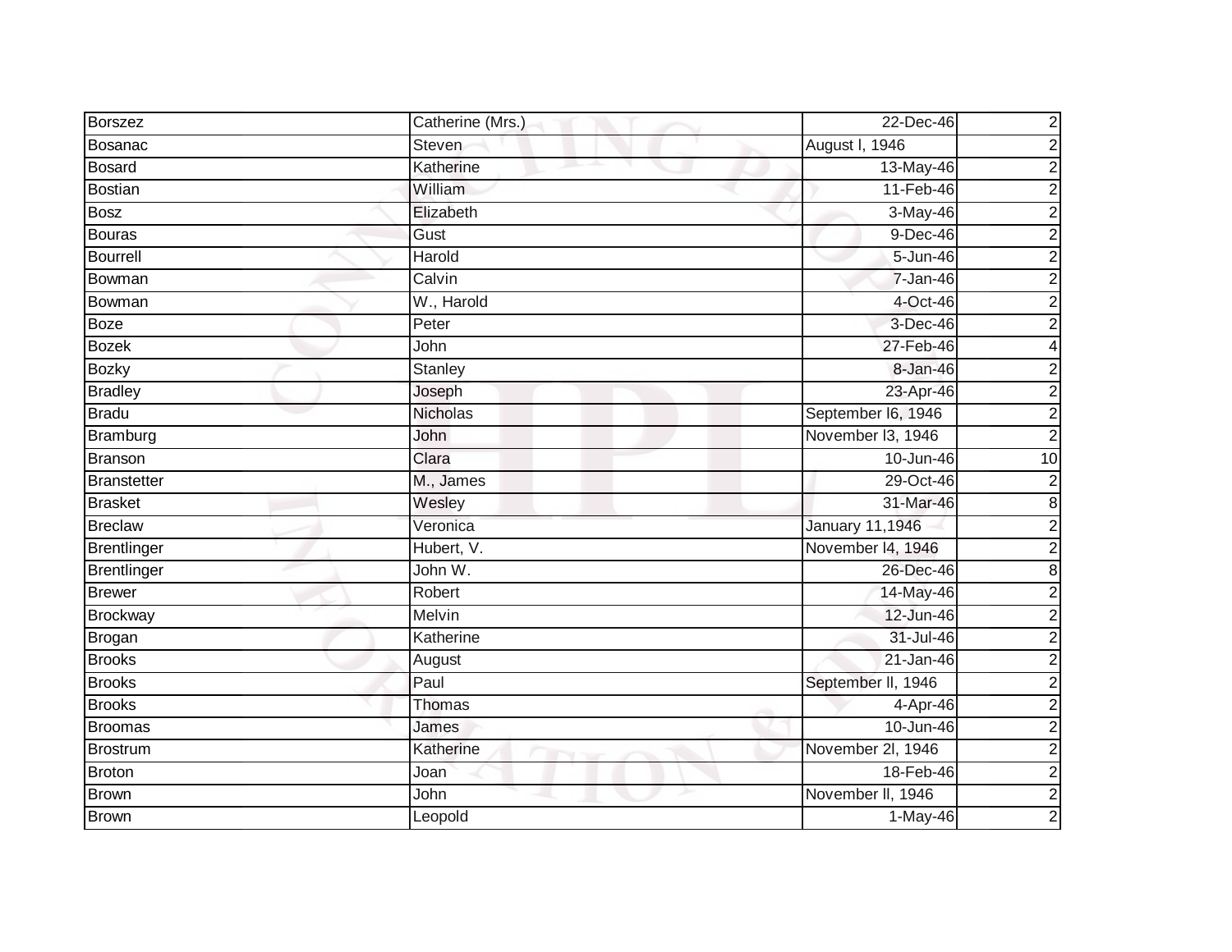| Borszez | Catherine (Mrs.) | 22-Dec-46 | 2 |
|---|---|---|---|
| Bosanac | Steven | August l, 1946 | 2 |
| Bosard | Katherine | 13-May-46 | 2 |
| Bostian | William | 11-Feb-46 | 2 |
| Bosz | Elizabeth | 3-May-46 | 2 |
| Bouras | Gust | 9-Dec-46 | 2 |
| Bourrell | Harold | 5-Jun-46 | 2 |
| Bowman | Calvin | 7-Jan-46 | 2 |
| Bowman | W., Harold | 4-Oct-46 | 2 |
| Boze | Peter | 3-Dec-46 | 2 |
| Bozek | John | 27-Feb-46 | 4 |
| Bozky | Stanley | 8-Jan-46 | 2 |
| Bradley | Joseph | 23-Apr-46 | 2 |
| Bradu | Nicholas | September l6, 1946 | 2 |
| Bramburg | John | November l3, 1946 | 2 |
| Branson | Clara | 10-Jun-46 | 10 |
| Branstetter | M., James | 29-Oct-46 | 2 |
| Brasket | Wesley | 31-Mar-46 | 8 |
| Breclaw | Veronica | January 11,1946 | 2 |
| Brentlinger | Hubert, V. | November l4, 1946 | 2 |
| Brentlinger | John W. | 26-Dec-46 | 8 |
| Brewer | Robert | 14-May-46 | 2 |
| Brockway | Melvin | 12-Jun-46 | 2 |
| Brogan | Katherine | 31-Jul-46 | 2 |
| Brooks | August | 21-Jan-46 | 2 |
| Brooks | Paul | September ll, 1946 | 2 |
| Brooks | Thomas | 4-Apr-46 | 2 |
| Broomas | James | 10-Jun-46 | 2 |
| Brostrum | Katherine | November 2l, 1946 | 2 |
| Broton | Joan | 18-Feb-46 | 2 |
| Brown | John | November ll, 1946 | 2 |
| Brown | Leopold | 1-May-46 | 2 |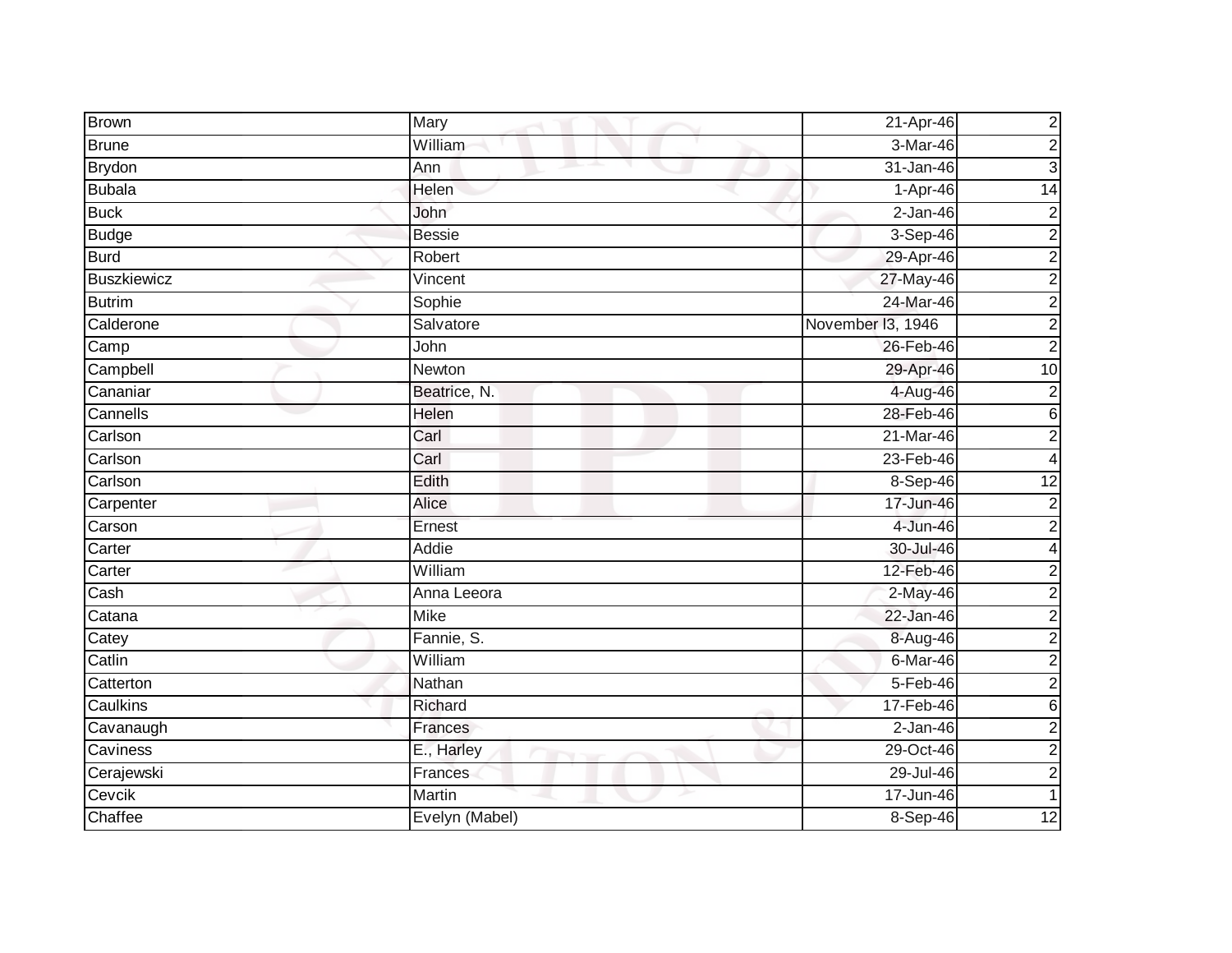| | | | |
|---|---|---|---|
| Brown | Mary | 21-Apr-46 | 2 |
| Brune | William | 3-Mar-46 | 2 |
| Brydon | Ann | 31-Jan-46 | 3 |
| Bubala | Helen | 1-Apr-46 | 14 |
| Buck | John | 2-Jan-46 | 2 |
| Budge | Bessie | 3-Sep-46 | 2 |
| Burd | Robert | 29-Apr-46 | 2 |
| Buszkiewicz | Vincent | 27-May-46 | 2 |
| Butrim | Sophie | 24-Mar-46 | 2 |
| Calderone | Salvatore | November l3, 1946 | 2 |
| Camp | John | 26-Feb-46 | 2 |
| Campbell | Newton | 29-Apr-46 | 10 |
| Cananiar | Beatrice, N. | 4-Aug-46 | 2 |
| Cannells | Helen | 28-Feb-46 | 6 |
| Carlson | Carl | 21-Mar-46 | 2 |
| Carlson | Carl | 23-Feb-46 | 4 |
| Carlson | Edith | 8-Sep-46 | 12 |
| Carpenter | Alice | 17-Jun-46 | 2 |
| Carson | Ernest | 4-Jun-46 | 2 |
| Carter | Addie | 30-Jul-46 | 4 |
| Carter | William | 12-Feb-46 | 2 |
| Cash | Anna Leeora | 2-May-46 | 2 |
| Catana | Mike | 22-Jan-46 | 2 |
| Catey | Fannie, S. | 8-Aug-46 | 2 |
| Catlin | William | 6-Mar-46 | 2 |
| Catterton | Nathan | 5-Feb-46 | 2 |
| Caulkins | Richard | 17-Feb-46 | 6 |
| Cavanaugh | Frances | 2-Jan-46 | 2 |
| Caviness | E., Harley | 29-Oct-46 | 2 |
| Cerajewski | Frances | 29-Jul-46 | 2 |
| Cevcik | Martin | 17-Jun-46 | 1 |
| Chaffee | Evelyn (Mabel) | 8-Sep-46 | 12 |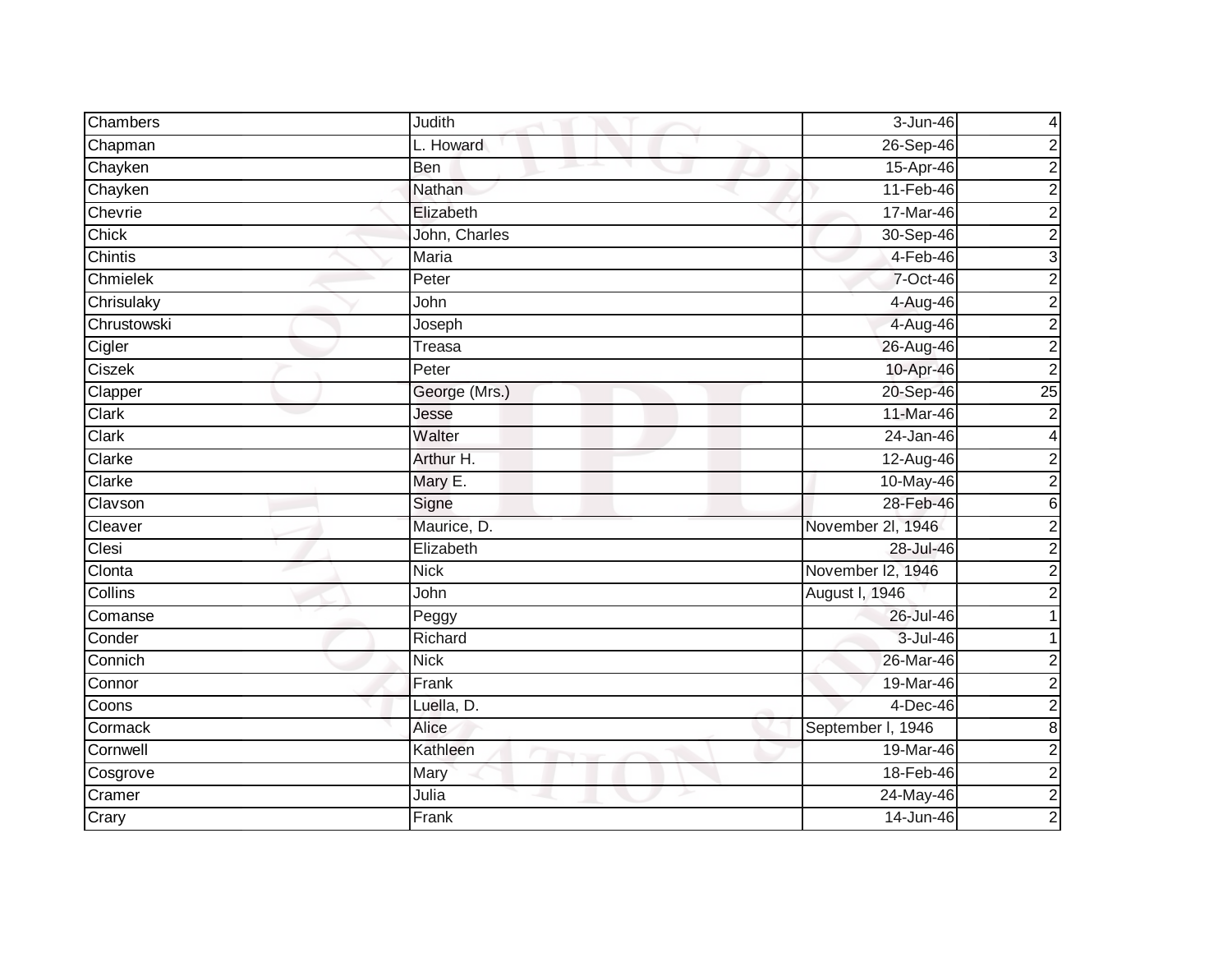| | | | |
|---|---|---|---|
| Chambers | Judith | 3-Jun-46 | 4 |
| Chapman | L. Howard | 26-Sep-46 | 2 |
| Chayken | Ben | 15-Apr-46 | 2 |
| Chayken | Nathan | 11-Feb-46 | 2 |
| Chevrie | Elizabeth | 17-Mar-46 | 2 |
| Chick | John, Charles | 30-Sep-46 | 2 |
| Chintis | Maria | 4-Feb-46 | 3 |
| Chmielek | Peter | 7-Oct-46 | 2 |
| Chrisulaky | John | 4-Aug-46 | 2 |
| Chrustowski | Joseph | 4-Aug-46 | 2 |
| Cigler | Treasa | 26-Aug-46 | 2 |
| Ciszek | Peter | 10-Apr-46 | 2 |
| Clapper | George (Mrs.) | 20-Sep-46 | 25 |
| Clark | Jesse | 11-Mar-46 | 2 |
| Clark | Walter | 24-Jan-46 | 4 |
| Clarke | Arthur H. | 12-Aug-46 | 2 |
| Clarke | Mary E. | 10-May-46 | 2 |
| Clavson | Signe | 28-Feb-46 | 6 |
| Cleaver | Maurice, D. | November 2l, 1946 | 2 |
| Clesi | Elizabeth | 28-Jul-46 | 2 |
| Clonta | Nick | November l2, 1946 | 2 |
| Collins | John | August l, 1946 | 2 |
| Comanse | Peggy | 26-Jul-46 | 1 |
| Conder | Richard | 3-Jul-46 | 1 |
| Connich | Nick | 26-Mar-46 | 2 |
| Connor | Frank | 19-Mar-46 | 2 |
| Coons | Luella, D. | 4-Dec-46 | 2 |
| Cormack | Alice | September l, 1946 | 8 |
| Cornwell | Kathleen | 19-Mar-46 | 2 |
| Cosgrove | Mary | 18-Feb-46 | 2 |
| Cramer | Julia | 24-May-46 | 2 |
| Crary | Frank | 14-Jun-46 | 2 |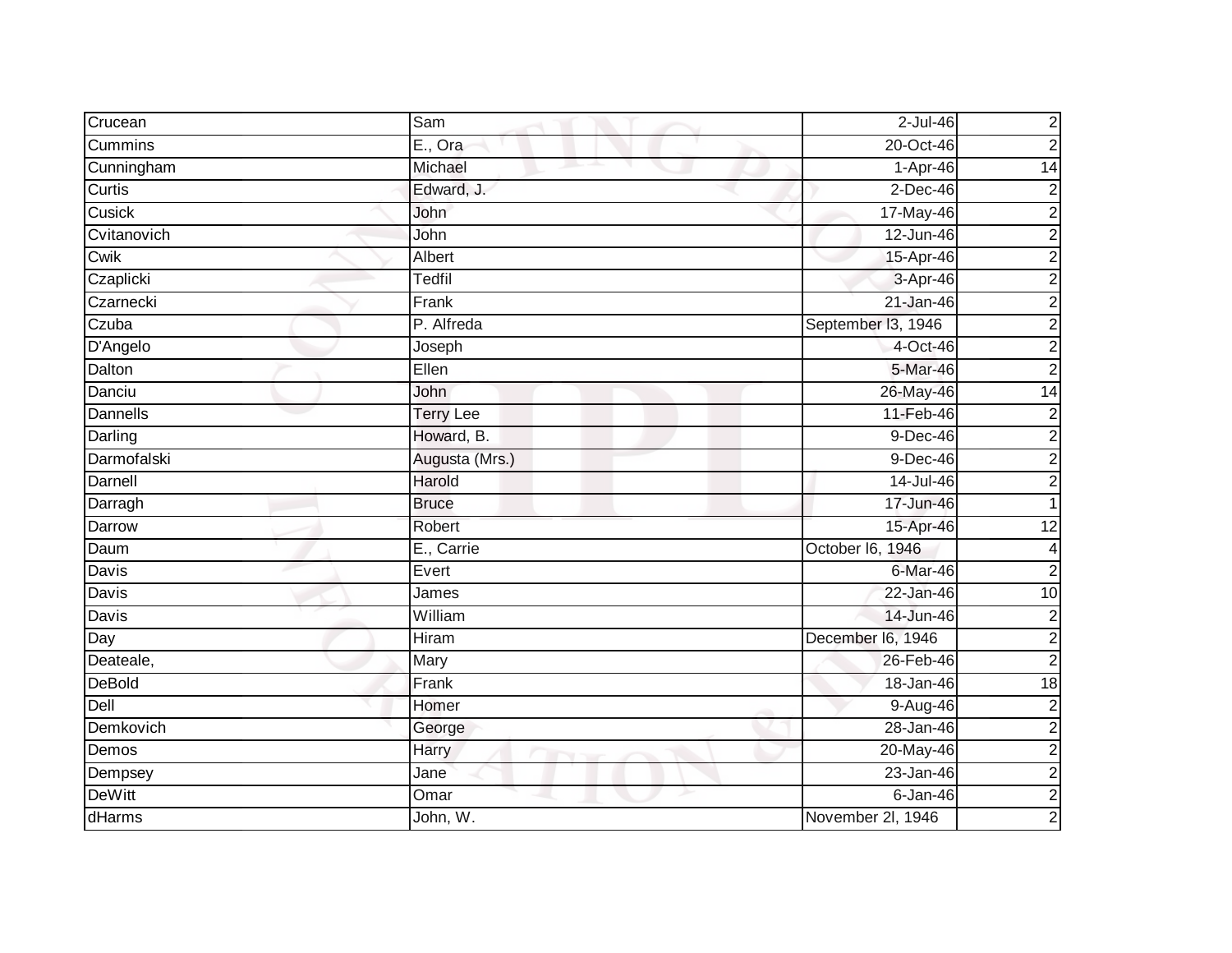| Crucean | Sam | 2-Jul-46 | 2 |
|---|---|---|---|
| Cummins | E., Ora | 20-Oct-46 | 2 |
| Cunningham | Michael | 1-Apr-46 | 14 |
| Curtis | Edward, J. | 2-Dec-46 | 2 |
| Cusick | John | 17-May-46 | 2 |
| Cvitanovich | John | 12-Jun-46 | 2 |
| Cwik | Albert | 15-Apr-46 | 2 |
| Czaplicki | Tedfil | 3-Apr-46 | 2 |
| Czarnecki | Frank | 21-Jan-46 | 2 |
| Czuba | P. Alfreda | September l3, 1946 | 2 |
| D'Angelo | Joseph | 4-Oct-46 | 2 |
| Dalton | Ellen | 5-Mar-46 | 2 |
| Danciu | John | 26-May-46 | 14 |
| Dannells | Terry Lee | 11-Feb-46 | 2 |
| Darling | Howard, B. | 9-Dec-46 | 2 |
| Darmofalski | Augusta (Mrs.) | 9-Dec-46 | 2 |
| Darnell | Harold | 14-Jul-46 | 2 |
| Darragh | Bruce | 17-Jun-46 | 1 |
| Darrow | Robert | 15-Apr-46 | 12 |
| Daum | E., Carrie | October l6, 1946 | 4 |
| Davis | Evert | 6-Mar-46 | 2 |
| Davis | James | 22-Jan-46 | 10 |
| Davis | William | 14-Jun-46 | 2 |
| Day | Hiram | December l6, 1946 | 2 |
| Deateale, | Mary | 26-Feb-46 | 2 |
| DeBold | Frank | 18-Jan-46 | 18 |
| Dell | Homer | 9-Aug-46 | 2 |
| Demkovich | George | 28-Jan-46 | 2 |
| Demos | Harry | 20-May-46 | 2 |
| Dempsey | Jane | 23-Jan-46 | 2 |
| DeWitt | Omar | 6-Jan-46 | 2 |
| dHarms | John, W. | November 2l, 1946 | 2 |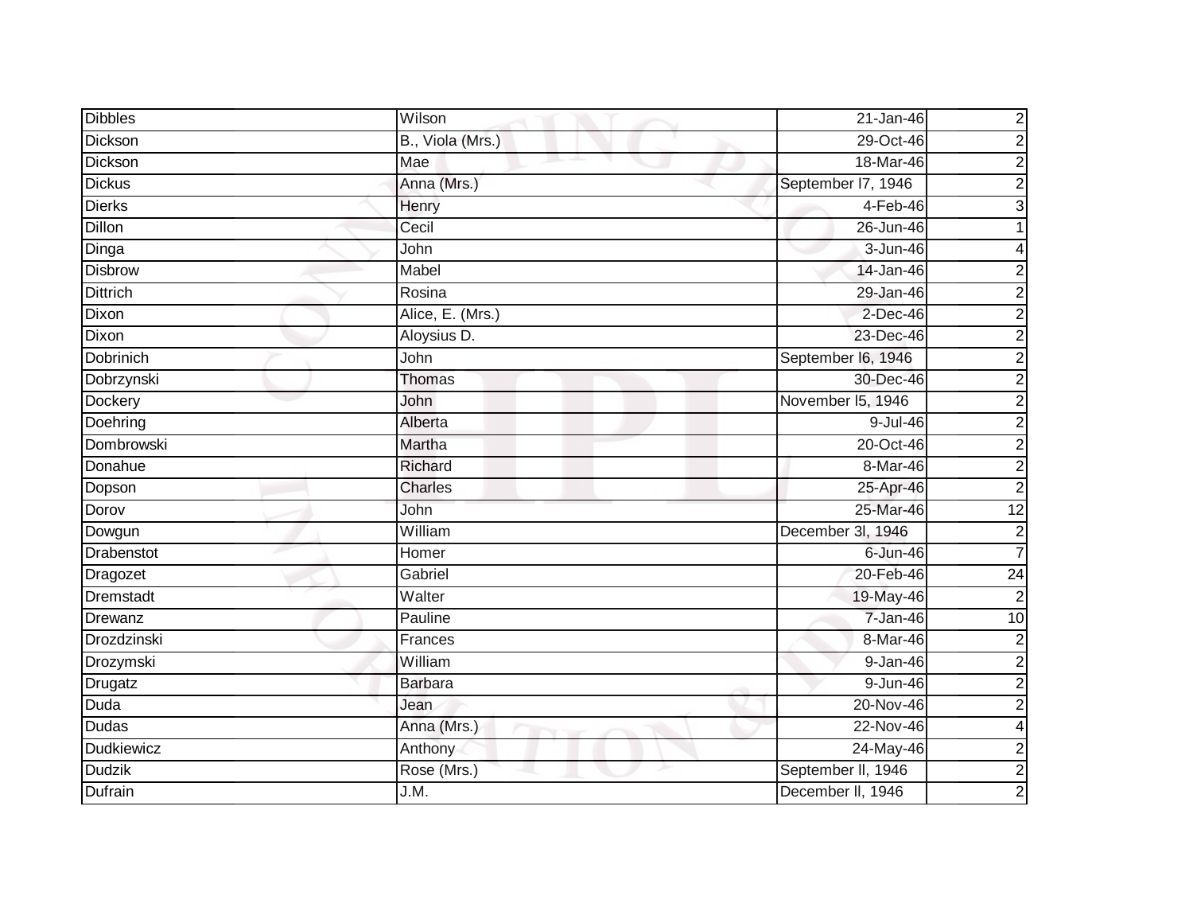| Dibbles | Wilson | 21-Jan-46 | 2 |
|---|---|---|---|
| Dickson | B., Viola (Mrs.) | 29-Oct-46 | 2 |
| Dickson | Mae | 18-Mar-46 | 2 |
| Dickus | Anna (Mrs.) | September l7, 1946 | 2 |
| Dierks | Henry | 4-Feb-46 | 3 |
| Dillon | Cecil | 26-Jun-46 | 1 |
| Dinga | John | 3-Jun-46 | 4 |
| Disbrow | Mabel | 14-Jan-46 | 2 |
| Dittrich | Rosina | 29-Jan-46 | 2 |
| Dixon | Alice, E. (Mrs.) | 2-Dec-46 | 2 |
| Dixon | Aloysius D. | 23-Dec-46 | 2 |
| Dobrinich | John | September l6, 1946 | 2 |
| Dobrzynski | Thomas | 30-Dec-46 | 2 |
| Dockery | John | November l5, 1946 | 2 |
| Doehring | Alberta | 9-Jul-46 | 2 |
| Dombrowski | Martha | 20-Oct-46 | 2 |
| Donahue | Richard | 8-Mar-46 | 2 |
| Dopson | Charles | 25-Apr-46 | 2 |
| Dorov | John | 25-Mar-46 | 12 |
| Dowgun | William | December 3l, 1946 | 2 |
| Drabenstot | Homer | 6-Jun-46 | 7 |
| Dragozet | Gabriel | 20-Feb-46 | 24 |
| Dremstadt | Walter | 19-May-46 | 2 |
| Drewanz | Pauline | 7-Jan-46 | 10 |
| Drozdzinski | Frances | 8-Mar-46 | 2 |
| Drozymski | William | 9-Jan-46 | 2 |
| Drugatz | Barbara | 9-Jun-46 | 2 |
| Duda | Jean | 20-Nov-46 | 2 |
| Dudas | Anna (Mrs.) | 22-Nov-46 | 4 |
| Dudkiewicz | Anthony | 24-May-46 | 2 |
| Dudzik | Rose (Mrs.) | September ll, 1946 | 2 |
| Dufrain | J.M. | December ll, 1946 | 2 |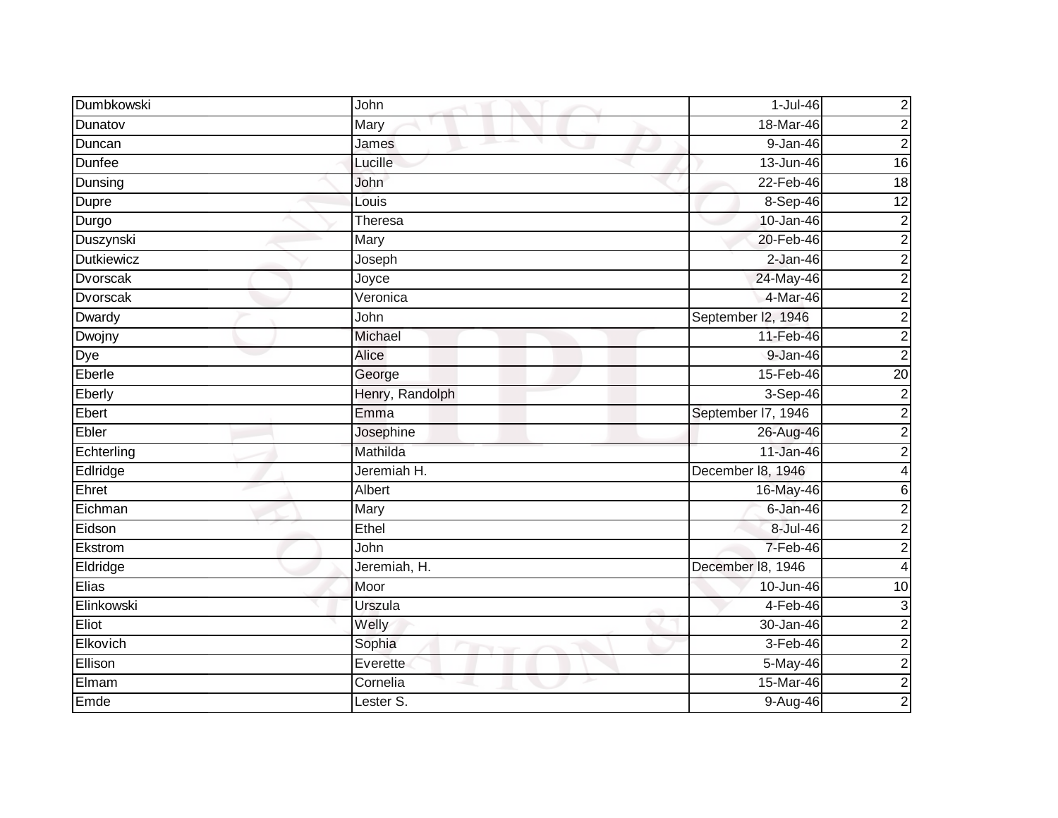| Dumbkowski | John | 1-Jul-46 | 2 |
|---|---|---|---|
| Dunatov | Mary | 18-Mar-46 | 2 |
| Duncan | James | 9-Jan-46 | 2 |
| Dunfee | Lucille | 13-Jun-46 | 16 |
| Dunsing | John | 22-Feb-46 | 18 |
| Dupre | Louis | 8-Sep-46 | 12 |
| Durgo | Theresa | 10-Jan-46 | 2 |
| Duszynski | Mary | 20-Feb-46 | 2 |
| Dutkiewicz | Joseph | 2-Jan-46 | 2 |
| Dvorscak | Joyce | 24-May-46 | 2 |
| Dvorscak | Veronica | 4-Mar-46 | 2 |
| Dwardy | John | September l2, 1946 | 2 |
| Dwojny | Michael | 11-Feb-46 | 2 |
| Dye | Alice | 9-Jan-46 | 2 |
| Eberle | George | 15-Feb-46 | 20 |
| Eberly | Henry, Randolph | 3-Sep-46 | 2 |
| Ebert | Emma | September l7, 1946 | 2 |
| Ebler | Josephine | 26-Aug-46 | 2 |
| Echterling | Mathilda | 11-Jan-46 | 2 |
| Edlridge | Jeremiah H. | December l8, 1946 | 4 |
| Ehret | Albert | 16-May-46 | 6 |
| Eichman | Mary | 6-Jan-46 | 2 |
| Eidson | Ethel | 8-Jul-46 | 2 |
| Ekstrom | John | 7-Feb-46 | 2 |
| Eldridge | Jeremiah, H. | December l8, 1946 | 4 |
| Elias | Moor | 10-Jun-46 | 10 |
| Elinkowski | Urszula | 4-Feb-46 | 3 |
| Eliot | Welly | 30-Jan-46 | 2 |
| Elkovich | Sophia | 3-Feb-46 | 2 |
| Ellison | Everette | 5-May-46 | 2 |
| Elmam | Cornelia | 15-Mar-46 | 2 |
| Emde | Lester S. | 9-Aug-46 | 2 |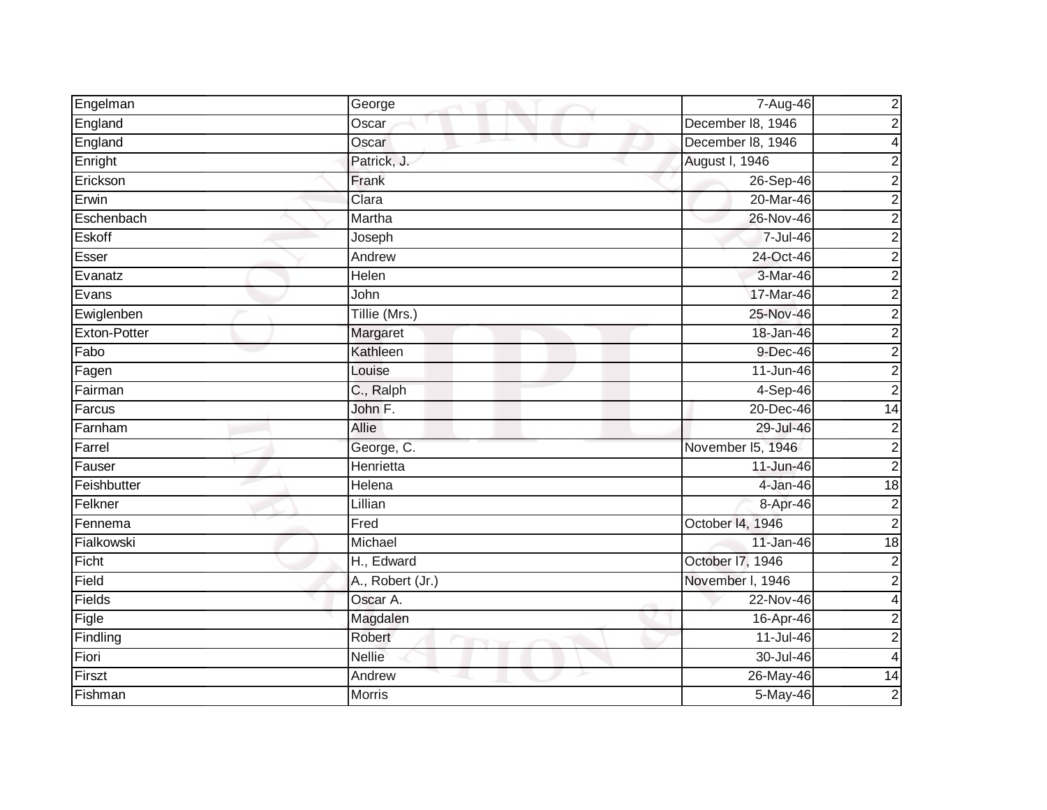| | | | |
|---|---|---|---|
| Engelman | George | 7-Aug-46 | 2 |
| England | Oscar | December l8, 1946 | 2 |
| England | Oscar | December l8, 1946 | 4 |
| Enright | Patrick, J. | August l, 1946 | 2 |
| Erickson | Frank | 26-Sep-46 | 2 |
| Erwin | Clara | 20-Mar-46 | 2 |
| Eschenbach | Martha | 26-Nov-46 | 2 |
| Eskoff | Joseph | 7-Jul-46 | 2 |
| Esser | Andrew | 24-Oct-46 | 2 |
| Evanatz | Helen | 3-Mar-46 | 2 |
| Evans | John | 17-Mar-46 | 2 |
| Ewiglenben | Tillie (Mrs.) | 25-Nov-46 | 2 |
| Exton-Potter | Margaret | 18-Jan-46 | 2 |
| Fabo | Kathleen | 9-Dec-46 | 2 |
| Fagen | Louise | 11-Jun-46 | 2 |
| Fairman | C., Ralph | 4-Sep-46 | 2 |
| Farcus | John F. | 20-Dec-46 | 14 |
| Farnham | Allie | 29-Jul-46 | 2 |
| Farrel | George, C. | November l5, 1946 | 2 |
| Fauser | Henrietta | 11-Jun-46 | 2 |
| Feishbutter | Helena | 4-Jan-46 | 18 |
| Felkner | Lillian | 8-Apr-46 | 2 |
| Fennema | Fred | October l4, 1946 | 2 |
| Fialkowski | Michael | 11-Jan-46 | 18 |
| Ficht | H., Edward | October l7, 1946 | 2 |
| Field | A., Robert (Jr.) | November l, 1946 | 2 |
| Fields | Oscar A. | 22-Nov-46 | 4 |
| Figle | Magdalen | 16-Apr-46 | 2 |
| Findling | Robert | 11-Jul-46 | 2 |
| Fiori | Nellie | 30-Jul-46 | 4 |
| Firszt | Andrew | 26-May-46 | 14 |
| Fishman | Morris | 5-May-46 | 2 |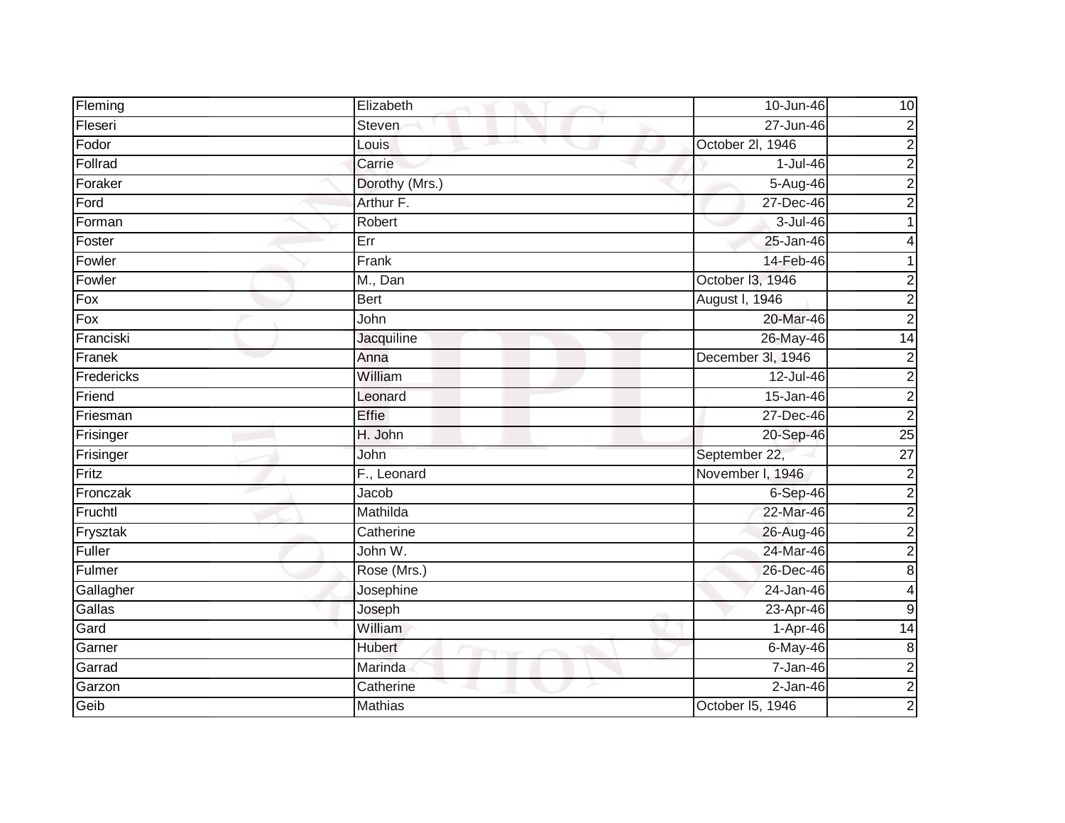| | | | |
|---|---|---|---|
| Fleming | Elizabeth | 10-Jun-46 | 10 |
| Fleseri | Steven | 27-Jun-46 | 2 |
| Fodor | Louis | October 2l, 1946 | 2 |
| Follrad | Carrie | 1-Jul-46 | 2 |
| Foraker | Dorothy (Mrs.) | 5-Aug-46 | 2 |
| Ford | Arthur F. | 27-Dec-46 | 2 |
| Forman | Robert | 3-Jul-46 | 1 |
| Foster | Err | 25-Jan-46 | 4 |
| Fowler | Frank | 14-Feb-46 | 1 |
| Fowler | M., Dan | October l3, 1946 | 2 |
| Fox | Bert | August l, 1946 | 2 |
| Fox | John | 20-Mar-46 | 2 |
| Franciski | Jacquiline | 26-May-46 | 14 |
| Franek | Anna | December 3l, 1946 | 2 |
| Fredericks | William | 12-Jul-46 | 2 |
| Friend | Leonard | 15-Jan-46 | 2 |
| Friesman | Effie | 27-Dec-46 | 2 |
| Frisinger | H. John | 20-Sep-46 | 25 |
| Frisinger | John | September 22, | 27 |
| Fritz | F., Leonard | November l, 1946 | 2 |
| Fronczak | Jacob | 6-Sep-46 | 2 |
| Fruchtl | Mathilda | 22-Mar-46 | 2 |
| Frysztak | Catherine | 26-Aug-46 | 2 |
| Fuller | John W. | 24-Mar-46 | 2 |
| Fulmer | Rose (Mrs.) | 26-Dec-46 | 8 |
| Gallagher | Josephine | 24-Jan-46 | 4 |
| Gallas | Joseph | 23-Apr-46 | 9 |
| Gard | William | 1-Apr-46 | 14 |
| Garner | Hubert | 6-May-46 | 8 |
| Garrad | Marinda | 7-Jan-46 | 2 |
| Garzon | Catherine | 2-Jan-46 | 2 |
| Geib | Mathias | October l5, 1946 | 2 |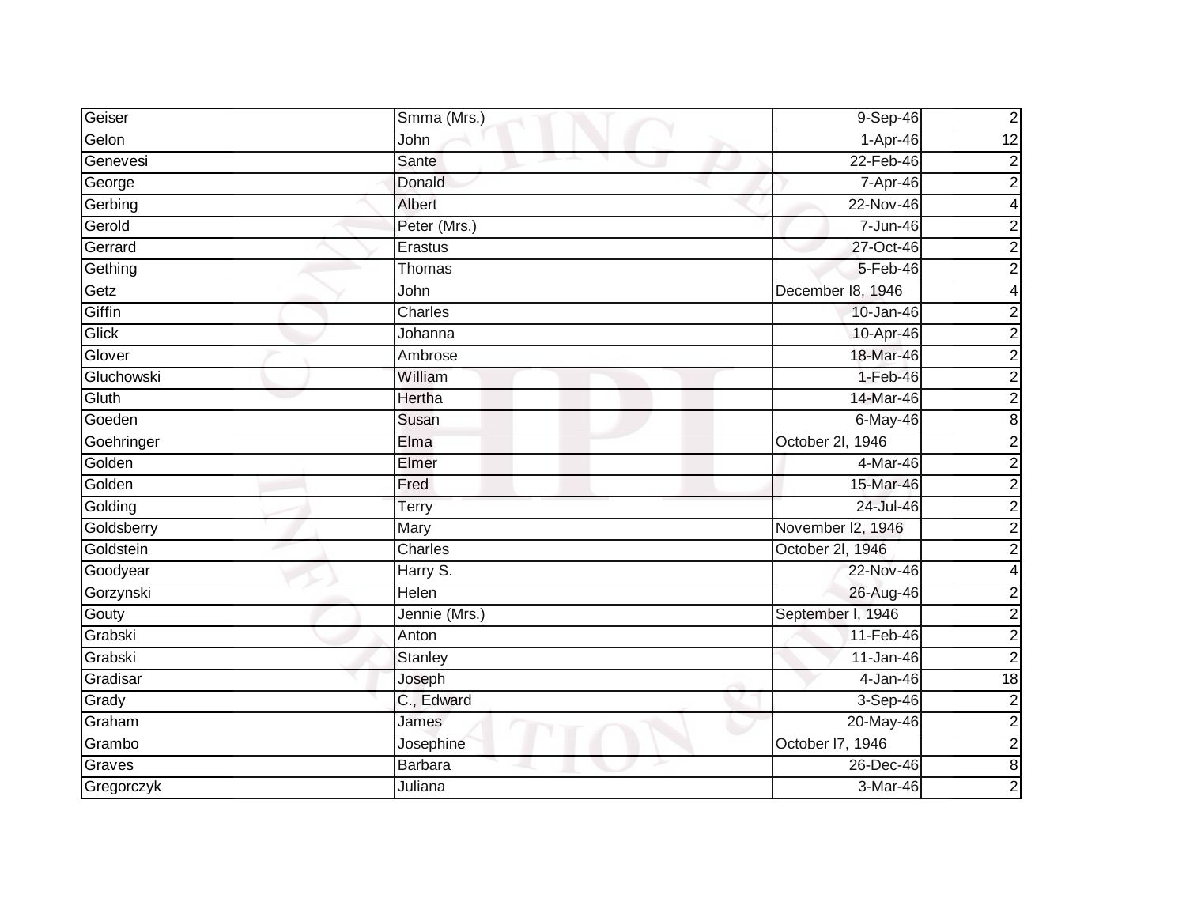| Geiser | Smma (Mrs.) | 9-Sep-46 | 2 |
|---|---|---|---|
| Gelon | John | 1-Apr-46 | 12 |
| Genevesi | Sante | 22-Feb-46 | 2 |
| George | Donald | 7-Apr-46 | 2 |
| Gerbing | Albert | 22-Nov-46 | 4 |
| Gerold | Peter (Mrs.) | 7-Jun-46 | 2 |
| Gerrard | Erastus | 27-Oct-46 | 2 |
| Gething | Thomas | 5-Feb-46 | 2 |
| Getz | John | December l8, 1946 | 4 |
| Giffin | Charles | 10-Jan-46 | 2 |
| Glick | Johanna | 10-Apr-46 | 2 |
| Glover | Ambrose | 18-Mar-46 | 2 |
| Gluchowski | William | 1-Feb-46 | 2 |
| Gluth | Hertha | 14-Mar-46 | 2 |
| Goeden | Susan | 6-May-46 | 8 |
| Goehringer | Elma | October 2l, 1946 | 2 |
| Golden | Elmer | 4-Mar-46 | 2 |
| Golden | Fred | 15-Mar-46 | 2 |
| Golding | Terry | 24-Jul-46 | 2 |
| Goldsberry | Mary | November l2, 1946 | 2 |
| Goldstein | Charles | October 2l, 1946 | 2 |
| Goodyear | Harry S. | 22-Nov-46 | 4 |
| Gorzynski | Helen | 26-Aug-46 | 2 |
| Gouty | Jennie (Mrs.) | September l, 1946 | 2 |
| Grabski | Anton | 11-Feb-46 | 2 |
| Grabski | Stanley | 11-Jan-46 | 2 |
| Gradisar | Joseph | 4-Jan-46 | 18 |
| Grady | C., Edward | 3-Sep-46 | 2 |
| Graham | James | 20-May-46 | 2 |
| Grambo | Josephine | October l7, 1946 | 2 |
| Graves | Barbara | 26-Dec-46 | 8 |
| Gregorczyk | Juliana | 3-Mar-46 | 2 |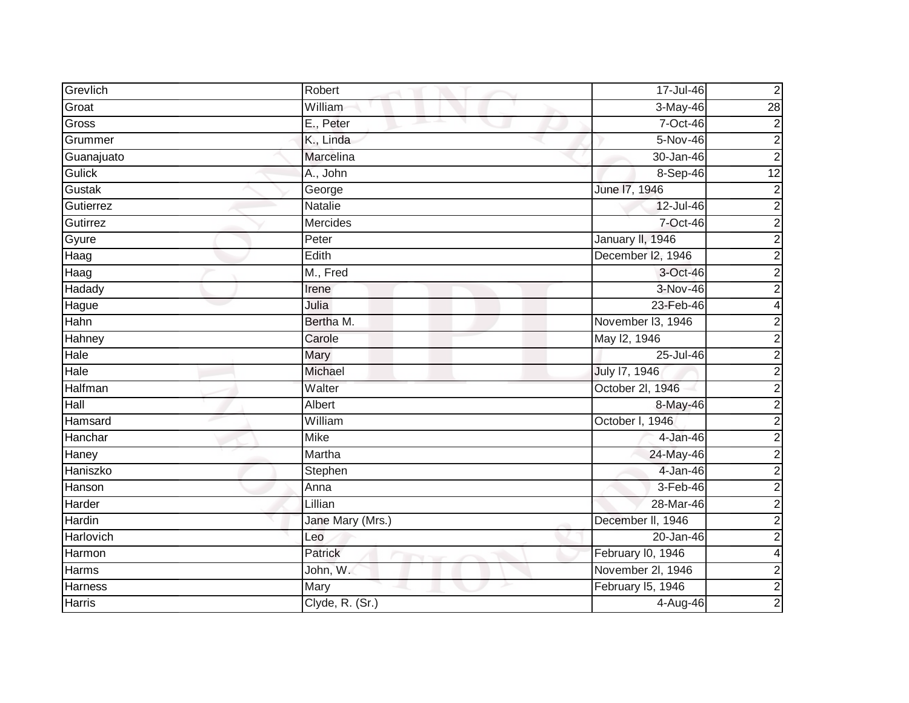| Grevlich | Robert | 17-Jul-46 | 2 |
|---|---|---|---|
| Groat | William | 3-May-46 | 28 |
| Gross | E., Peter | 7-Oct-46 | 2 |
| Grummer | K., Linda | 5-Nov-46 | 2 |
| Guanajuato | Marcelina | 30-Jan-46 | 2 |
| Gulick | A., John | 8-Sep-46 | 12 |
| Gustak | George | June l7, 1946 | 2 |
| Gutierrez | Natalie | 12-Jul-46 | 2 |
| Gutirrez | Mercides | 7-Oct-46 | 2 |
| Gyure | Peter | January ll, 1946 | 2 |
| Haag | Edith | December l2, 1946 | 2 |
| Haag | M., Fred | 3-Oct-46 | 2 |
| Hadady | Irene | 3-Nov-46 | 2 |
| Hague | Julia | 23-Feb-46 | 4 |
| Hahn | Bertha M. | November l3, 1946 | 2 |
| Hahney | Carole | May l2, 1946 | 2 |
| Hale | Mary | 25-Jul-46 | 2 |
| Hale | Michael | July l7, 1946 | 2 |
| Halfman | Walter | October 2l, 1946 | 2 |
| Hall | Albert | 8-May-46 | 2 |
| Hamsard | William | October l, 1946 | 2 |
| Hanchar | Mike | 4-Jan-46 | 2 |
| Haney | Martha | 24-May-46 | 2 |
| Haniszko | Stephen | 4-Jan-46 | 2 |
| Hanson | Anna | 3-Feb-46 | 2 |
| Harder | Lillian | 28-Mar-46 | 2 |
| Hardin | Jane Mary (Mrs.) | December ll, 1946 | 2 |
| Harlovich | Leo | 20-Jan-46 | 2 |
| Harmon | Patrick | February l0, 1946 | 4 |
| Harms | John, W. | November 2l, 1946 | 2 |
| Harness | Mary | February l5, 1946 | 2 |
| Harris | Clyde, R. (Sr.) | 4-Aug-46 | 2 |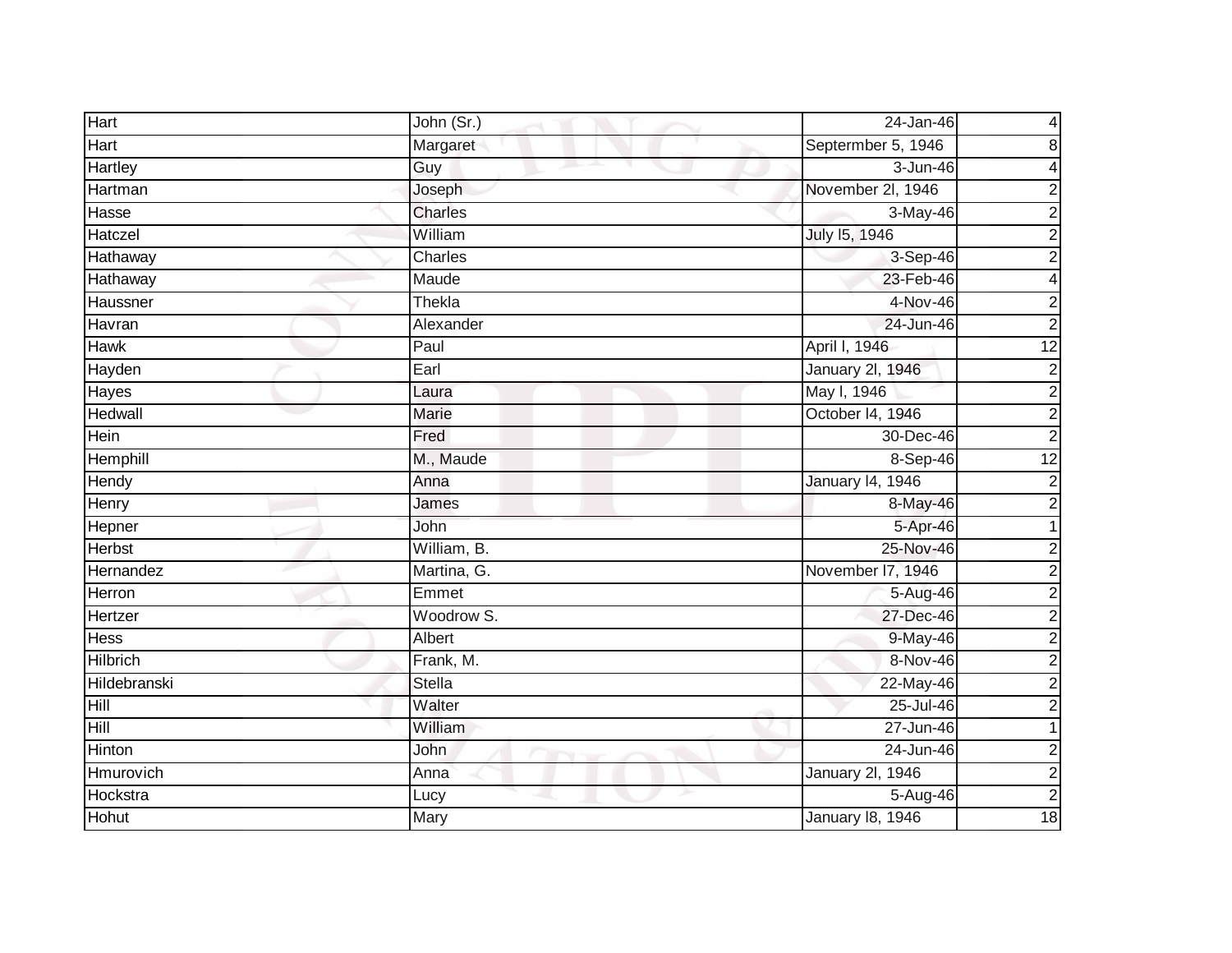| | | | |
|---|---|---|---|
| Hart | John (Sr.) | 24-Jan-46 | 4 |
| Hart | Margaret | Septermber 5, 1946 | 8 |
| Hartley | Guy | 3-Jun-46 | 4 |
| Hartman | Joseph | November 2l, 1946 | 2 |
| Hasse | Charles | 3-May-46 | 2 |
| Hatczel | William | July l5, 1946 | 2 |
| Hathaway | Charles | 3-Sep-46 | 2 |
| Hathaway | Maude | 23-Feb-46 | 4 |
| Haussner | Thekla | 4-Nov-46 | 2 |
| Havran | Alexander | 24-Jun-46 | 2 |
| Hawk | Paul | April l, 1946 | 12 |
| Hayden | Earl | January 2l, 1946 | 2 |
| Hayes | Laura | May l, 1946 | 2 |
| Hedwall | Marie | October l4, 1946 | 2 |
| Hein | Fred | 30-Dec-46 | 2 |
| Hemphill | M., Maude | 8-Sep-46 | 12 |
| Hendy | Anna | January l4, 1946 | 2 |
| Henry | James | 8-May-46 | 2 |
| Hepner | John | 5-Apr-46 | 1 |
| Herbst | William, B. | 25-Nov-46 | 2 |
| Hernandez | Martina, G. | November l7, 1946 | 2 |
| Herron | Emmet | 5-Aug-46 | 2 |
| Hertzer | Woodrow S. | 27-Dec-46 | 2 |
| Hess | Albert | 9-May-46 | 2 |
| Hilbrich | Frank, M. | 8-Nov-46 | 2 |
| Hildebranski | Stella | 22-May-46 | 2 |
| Hill | Walter | 25-Jul-46 | 2 |
| Hill | William | 27-Jun-46 | 1 |
| Hinton | John | 24-Jun-46 | 2 |
| Hmurovich | Anna | January 2l, 1946 | 2 |
| Hockstra | Lucy | 5-Aug-46 | 2 |
| Hohut | Mary | January l8, 1946 | 18 |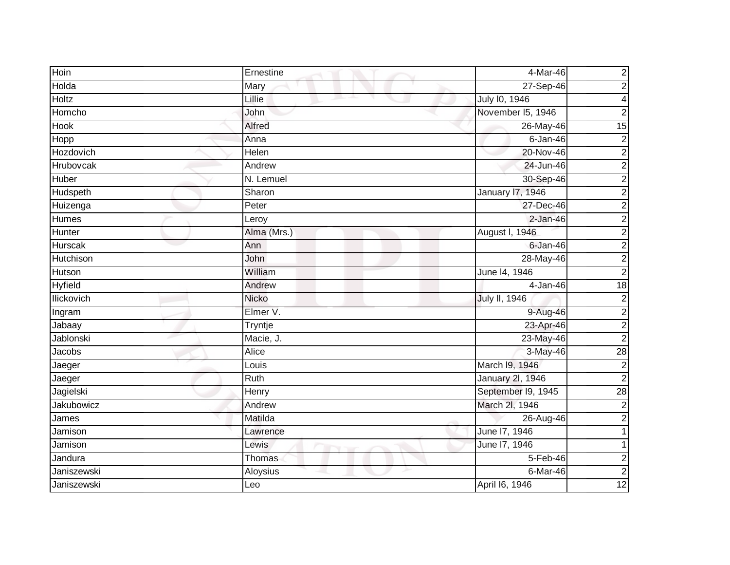| Hoin | Ernestine | 4-Mar-46 | 2 |
|---|---|---|---|
| Holda | Mary | 27-Sep-46 | 2 |
| Holtz | Lillie | July l0, 1946 | 4 |
| Homcho | John | November l5, 1946 | 2 |
| Hook | Alfred | 26-May-46 | 15 |
| Hopp | Anna | 6-Jan-46 | 2 |
| Hozdovich | Helen | 20-Nov-46 | 2 |
| Hrubovcak | Andrew | 24-Jun-46 | 2 |
| Huber | N. Lemuel | 30-Sep-46 | 2 |
| Hudspeth | Sharon | January l7, 1946 | 2 |
| Huizenga | Peter | 27-Dec-46 | 2 |
| Humes | Leroy | 2-Jan-46 | 2 |
| Hunter | Alma (Mrs.) | August l, 1946 | 2 |
| Hurscak | Ann | 6-Jan-46 | 2 |
| Hutchison | John | 28-May-46 | 2 |
| Hutson | William | June l4, 1946 | 2 |
| Hyfield | Andrew | 4-Jan-46 | 18 |
| Ilickovich | Nicko | July ll, 1946 | 2 |
| Ingram | Elmer V. | 9-Aug-46 | 2 |
| Jabaay | Tryntje | 23-Apr-46 | 2 |
| Jablonski | Macie, J. | 23-May-46 | 2 |
| Jacobs | Alice | 3-May-46 | 28 |
| Jaeger | Louis | March l9, 1946 | 2 |
| Jaeger | Ruth | January 2l, 1946 | 2 |
| Jagielski | Henry | September l9, 1945 | 28 |
| Jakubowicz | Andrew | March 2l, 1946 | 2 |
| James | Matilda | 26-Aug-46 | 2 |
| Jamison | Lawrence | June l7, 1946 | 1 |
| Jamison | Lewis | June l7, 1946 | 1 |
| Jandura | Thomas | 5-Feb-46 | 2 |
| Janiszewski | Aloysius | 6-Mar-46 | 2 |
| Janiszewski | Leo | April l6, 1946 | 12 |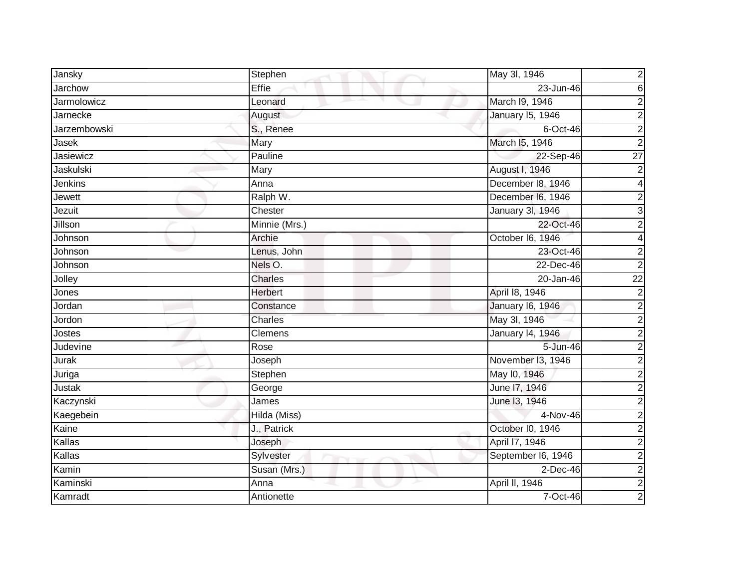| Jansky | Stephen | May 3l, 1946 | 2 |
|---|---|---|---|
| Jarchow | Effie | 23-Jun-46 | 6 |
| Jarmolowicz | Leonard | March l9, 1946 | 2 |
| Jarnecke | August | January l5, 1946 | 2 |
| Jarzembowski | S., Renee | 6-Oct-46 | 2 |
| Jasek | Mary | March l5, 1946 | 2 |
| Jasiewicz | Pauline | 22-Sep-46 | 27 |
| Jaskulski | Mary | August l, 1946 | 2 |
| Jenkins | Anna | December l8, 1946 | 4 |
| Jewett | Ralph W. | December l6, 1946 | 2 |
| Jezuit | Chester | January 3l, 1946 | 3 |
| Jillson | Minnie (Mrs.) | 22-Oct-46 | 2 |
| Johnson | Archie | October l6, 1946 | 4 |
| Johnson | Lenus, John | 23-Oct-46 | 2 |
| Johnson | Nels O. | 22-Dec-46 | 2 |
| Jolley | Charles | 20-Jan-46 | 22 |
| Jones | Herbert | April l8, 1946 | 2 |
| Jordan | Constance | January l6, 1946 | 2 |
| Jordon | Charles | May 3l, 1946 | 2 |
| Jostes | Clemens | January l4, 1946 | 2 |
| Judevine | Rose | 5-Jun-46 | 2 |
| Jurak | Joseph | November l3, 1946 | 2 |
| Juriga | Stephen | May l0, 1946 | 2 |
| Justak | George | June l7, 1946 | 2 |
| Kaczynski | James | June l3, 1946 | 2 |
| Kaegebein | Hilda (Miss) | 4-Nov-46 | 2 |
| Kaine | J., Patrick | October l0, 1946 | 2 |
| Kallas | Joseph | April l7, 1946 | 2 |
| Kallas | Sylvester | September l6, 1946 | 2 |
| Kamin | Susan (Mrs.) | 2-Dec-46 | 2 |
| Kaminski | Anna | April ll, 1946 | 2 |
| Kamradt | Antionette | 7-Oct-46 | 2 |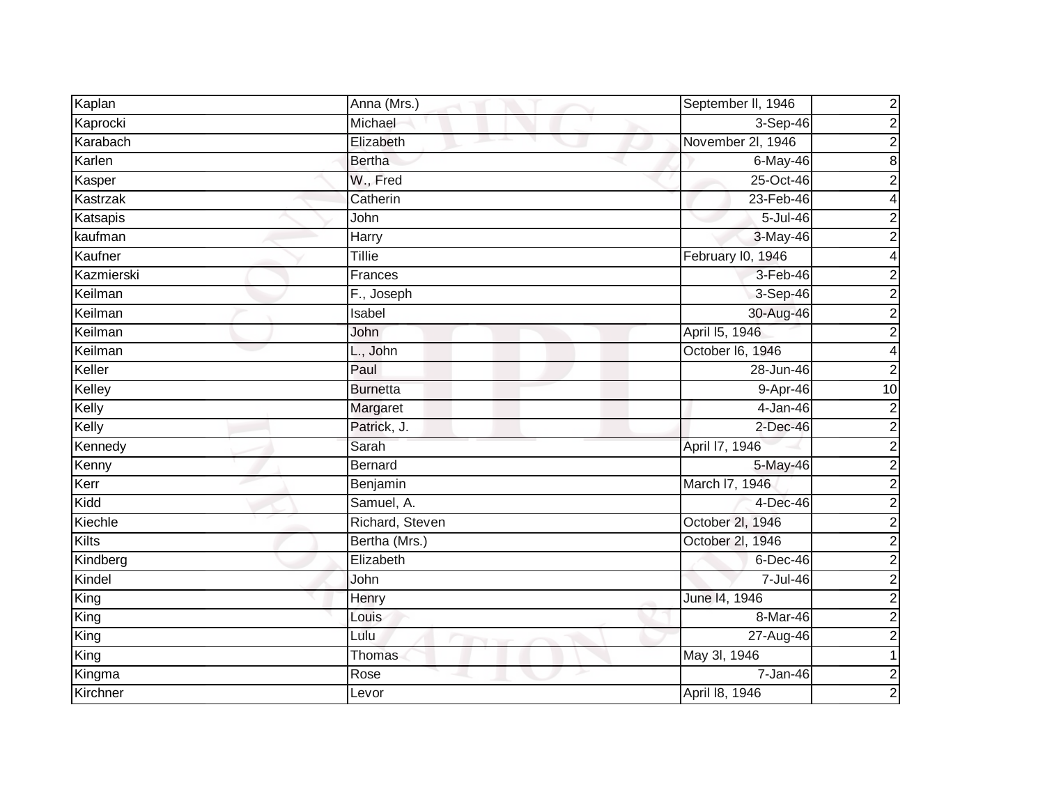| Kaplan | Anna (Mrs.) | September ll, 1946 | 2 |
|---|---|---|---|
| Kaprocki | Michael | 3-Sep-46 | 2 |
| Karabach | Elizabeth | November 2l, 1946 | 2 |
| Karlen | Bertha | 6-May-46 | 8 |
| Kasper | W., Fred | 25-Oct-46 | 2 |
| Kastrzak | Catherin | 23-Feb-46 | 4 |
| Katsapis | John | 5-Jul-46 | 2 |
| kaufman | Harry | 3-May-46 | 2 |
| Kaufner | Tillie | February l0, 1946 | 4 |
| Kazmierski | Frances | 3-Feb-46 | 2 |
| Keilman | F., Joseph | 3-Sep-46 | 2 |
| Keilman | Isabel | 30-Aug-46 | 2 |
| Keilman | John | April l5, 1946 | 2 |
| Keilman | L., John | October l6, 1946 | 4 |
| Keller | Paul | 28-Jun-46 | 2 |
| Kelley | Burnetta | 9-Apr-46 | 10 |
| Kelly | Margaret | 4-Jan-46 | 2 |
| Kelly | Patrick, J. | 2-Dec-46 | 2 |
| Kennedy | Sarah | April l7, 1946 | 2 |
| Kenny | Bernard | 5-May-46 | 2 |
| Kerr | Benjamin | March l7, 1946 | 2 |
| Kidd | Samuel, A. | 4-Dec-46 | 2 |
| Kiechle | Richard, Steven | October 2l, 1946 | 2 |
| Kilts | Bertha (Mrs.) | October 2l, 1946 | 2 |
| Kindberg | Elizabeth | 6-Dec-46 | 2 |
| Kindel | John | 7-Jul-46 | 2 |
| King | Henry | June l4, 1946 | 2 |
| King | Louis | 8-Mar-46 | 2 |
| King | Lulu | 27-Aug-46 | 2 |
| King | Thomas | May 3l, 1946 | 1 |
| Kingma | Rose | 7-Jan-46 | 2 |
| Kirchner | Levor | April l8, 1946 | 2 |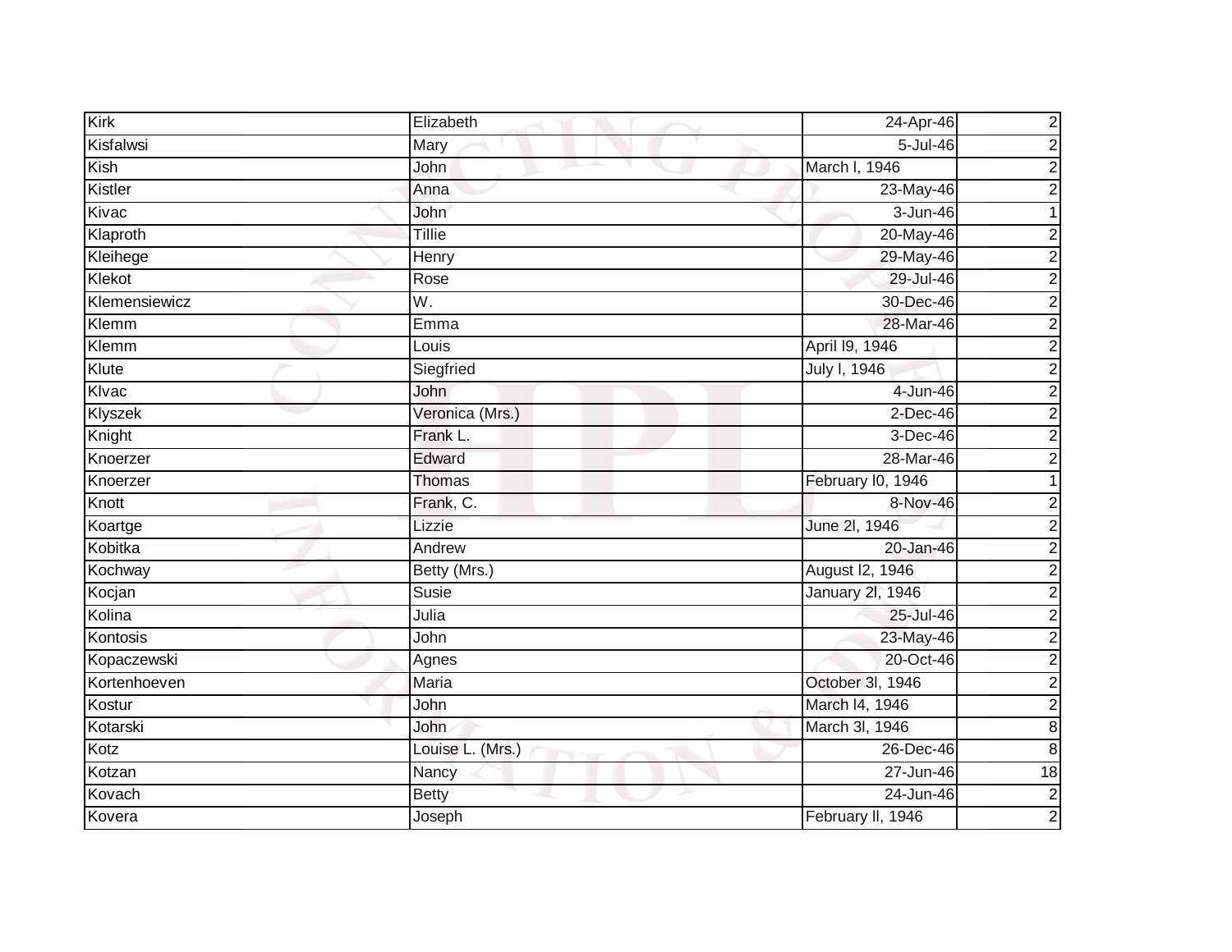| Kirk | Elizabeth | 24-Apr-46 | 2 |
|---|---|---|---|
| Kisfalwsi | Mary | 5-Jul-46 | 2 |
| Kish | John | March l, 1946 | 2 |
| Kistler | Anna | 23-May-46 | 2 |
| Kivac | John | 3-Jun-46 | 1 |
| Klaproth | Tillie | 20-May-46 | 2 |
| Kleihege | Henry | 29-May-46 | 2 |
| Klekot | Rose | 29-Jul-46 | 2 |
| Klemensiewicz | W. | 30-Dec-46 | 2 |
| Klemm | Emma | 28-Mar-46 | 2 |
| Klemm | Louis | April l9, 1946 | 2 |
| Klute | Siegfried | July l, 1946 | 2 |
| Klvac | John | 4-Jun-46 | 2 |
| Klyszek | Veronica (Mrs.) | 2-Dec-46 | 2 |
| Knight | Frank L. | 3-Dec-46 | 2 |
| Knoerzer | Edward | 28-Mar-46 | 2 |
| Knoerzer | Thomas | February l0, 1946 | 1 |
| Knott | Frank, C. | 8-Nov-46 | 2 |
| Koartge | Lizzie | June 2l, 1946 | 2 |
| Kobitka | Andrew | 20-Jan-46 | 2 |
| Kochway | Betty (Mrs.) | August l2, 1946 | 2 |
| Kocjan | Susie | January 2l, 1946 | 2 |
| Kolina | Julia | 25-Jul-46 | 2 |
| Kontosis | John | 23-May-46 | 2 |
| Kopaczewski | Agnes | 20-Oct-46 | 2 |
| Kortenhoeven | Maria | October 3l, 1946 | 2 |
| Kostur | John | March l4, 1946 | 2 |
| Kotarski | John | March 3l, 1946 | 8 |
| Kotz | Louise L. (Mrs.) | 26-Dec-46 | 8 |
| Kotzan | Nancy | 27-Jun-46 | 18 |
| Kovach | Betty | 24-Jun-46 | 2 |
| Kovera | Joseph | February ll, 1946 | 2 |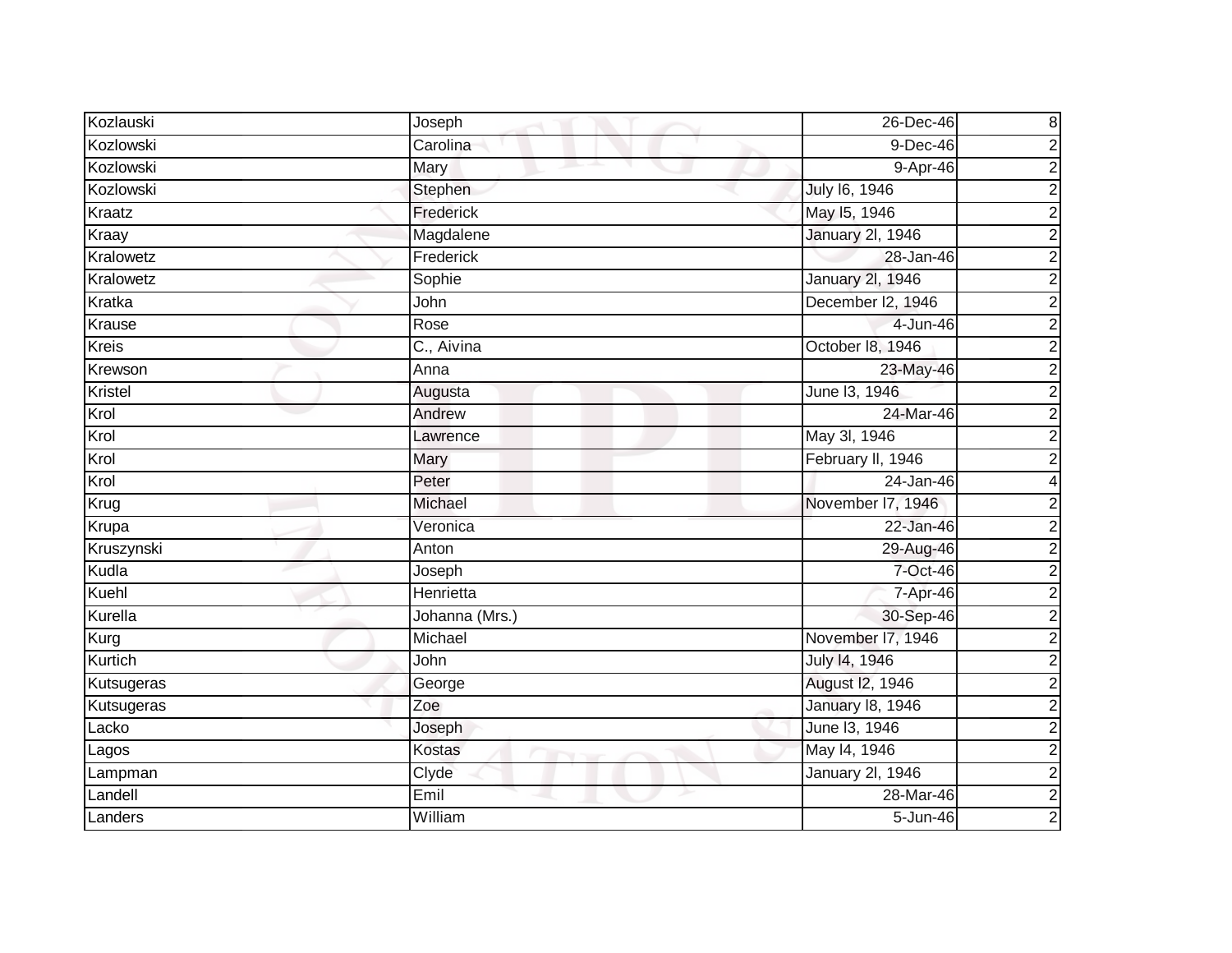| | | | |
|---|---|---|---|
| Kozlauski | Joseph | 26-Dec-46 | 8 |
| Kozlowski | Carolina | 9-Dec-46 | 2 |
| Kozlowski | Mary | 9-Apr-46 | 2 |
| Kozlowski | Stephen | July l6, 1946 | 2 |
| Kraatz | Frederick | May l5, 1946 | 2 |
| Kraay | Magdalene | January 2l, 1946 | 2 |
| Kralowetz | Frederick | 28-Jan-46 | 2 |
| Kralowetz | Sophie | January 2l, 1946 | 2 |
| Kratka | John | December l2, 1946 | 2 |
| Krause | Rose | 4-Jun-46 | 2 |
| Kreis | C., Aivina | October l8, 1946 | 2 |
| Krewson | Anna | 23-May-46 | 2 |
| Kristel | Augusta | June l3, 1946 | 2 |
| Krol | Andrew | 24-Mar-46 | 2 |
| Krol | Lawrence | May 3l, 1946 | 2 |
| Krol | Mary | February ll, 1946 | 2 |
| Krol | Peter | 24-Jan-46 | 4 |
| Krug | Michael | November l7, 1946 | 2 |
| Krupa | Veronica | 22-Jan-46 | 2 |
| Kruszynski | Anton | 29-Aug-46 | 2 |
| Kudla | Joseph | 7-Oct-46 | 2 |
| Kuehl | Henrietta | 7-Apr-46 | 2 |
| Kurella | Johanna (Mrs.) | 30-Sep-46 | 2 |
| Kurg | Michael | November l7, 1946 | 2 |
| Kurtich | John | July l4, 1946 | 2 |
| Kutsugeras | George | August l2, 1946 | 2 |
| Kutsugeras | Zoe | January l8, 1946 | 2 |
| Lacko | Joseph | June l3, 1946 | 2 |
| Lagos | Kostas | May l4, 1946 | 2 |
| Lampman | Clyde | January 2l, 1946 | 2 |
| Landell | Emil | 28-Mar-46 | 2 |
| Landers | William | 5-Jun-46 | 2 |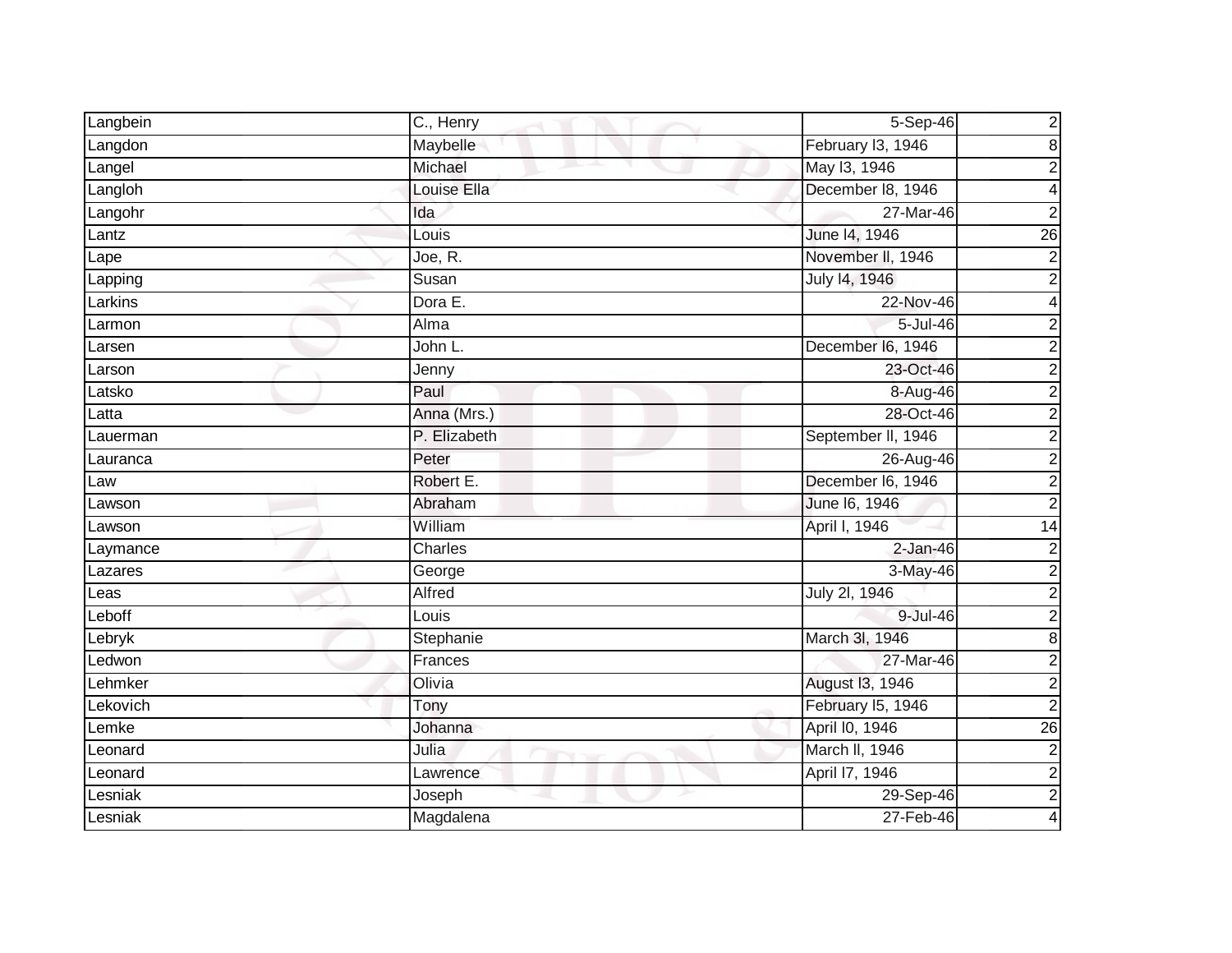| | | | |
|---|---|---|---|
| Langbein | C., Henry | 5-Sep-46 | 2 |
| Langdon | Maybelle | February l3, 1946 | 8 |
| Langel | Michael | May l3, 1946 | 2 |
| Langloh | Louise Ella | December l8, 1946 | 4 |
| Langohr | Ida | 27-Mar-46 | 2 |
| Lantz | Louis | June l4, 1946 | 26 |
| Lape | Joe, R. | November ll, 1946 | 2 |
| Lapping | Susan | July l4, 1946 | 2 |
| Larkins | Dora E. | 22-Nov-46 | 4 |
| Larmon | Alma | 5-Jul-46 | 2 |
| Larsen | John L. | December l6, 1946 | 2 |
| Larson | Jenny | 23-Oct-46 | 2 |
| Latsko | Paul | 8-Aug-46 | 2 |
| Latta | Anna (Mrs.) | 28-Oct-46 | 2 |
| Lauerman | P. Elizabeth | September ll, 1946 | 2 |
| Lauranca | Peter | 26-Aug-46 | 2 |
| Law | Robert E. | December l6, 1946 | 2 |
| Lawson | Abraham | June l6, 1946 | 2 |
| Lawson | William | April l, 1946 | 14 |
| Laymance | Charles | 2-Jan-46 | 2 |
| Lazares | George | 3-May-46 | 2 |
| Leas | Alfred | July 2l, 1946 | 2 |
| Leboff | Louis | 9-Jul-46 | 2 |
| Lebryk | Stephanie | March 3l, 1946 | 8 |
| Ledwon | Frances | 27-Mar-46 | 2 |
| Lehmker | Olivia | August l3, 1946 | 2 |
| Lekovich | Tony | February l5, 1946 | 2 |
| Lemke | Johanna | April l0, 1946 | 26 |
| Leonard | Julia | March ll, 1946 | 2 |
| Leonard | Lawrence | April l7, 1946 | 2 |
| Lesniak | Joseph | 29-Sep-46 | 2 |
| Lesniak | Magdalena | 27-Feb-46 | 4 |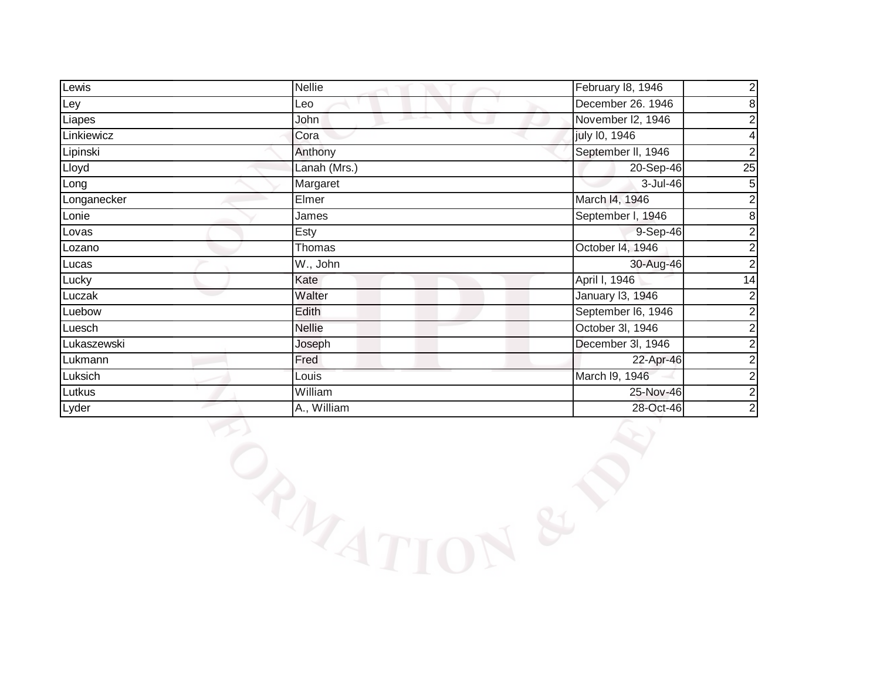| Lewis | Nellie | February l8, 1946 | 2 |
|---|---|---|---|
| Ley | Leo | December 26. 1946 | 8 |
| Liapes | John | November l2, 1946 | 2 |
| Linkiewicz | Cora | july l0, 1946 | 4 |
| Lipinski | Anthony | September ll, 1946 | 2 |
| Lloyd | Lanah (Mrs.) | 20-Sep-46 | 25 |
| Long | Margaret | 3-Jul-46 | 5 |
| Longanecker | Elmer | March l4, 1946 | 2 |
| Lonie | James | September l, 1946 | 8 |
| Lovas | Esty | 9-Sep-46 | 2 |
| Lozano | Thomas | October l4, 1946 | 2 |
| Lucas | W., John | 30-Aug-46 | 2 |
| Lucky | Kate | April l, 1946 | 14 |
| Luczak | Walter | January l3, 1946 | 2 |
| Luebow | Edith | September l6, 1946 | 2 |
| Luesch | Nellie | October 3l, 1946 | 2 |
| Lukaszewski | Joseph | December 3l, 1946 | 2 |
| Lukmann | Fred | 22-Apr-46 | 2 |
| Luksich | Louis | March l9, 1946 | 2 |
| Lutkus | William | 25-Nov-46 | 2 |
| Lyder | A., William | 28-Oct-46 | 2 |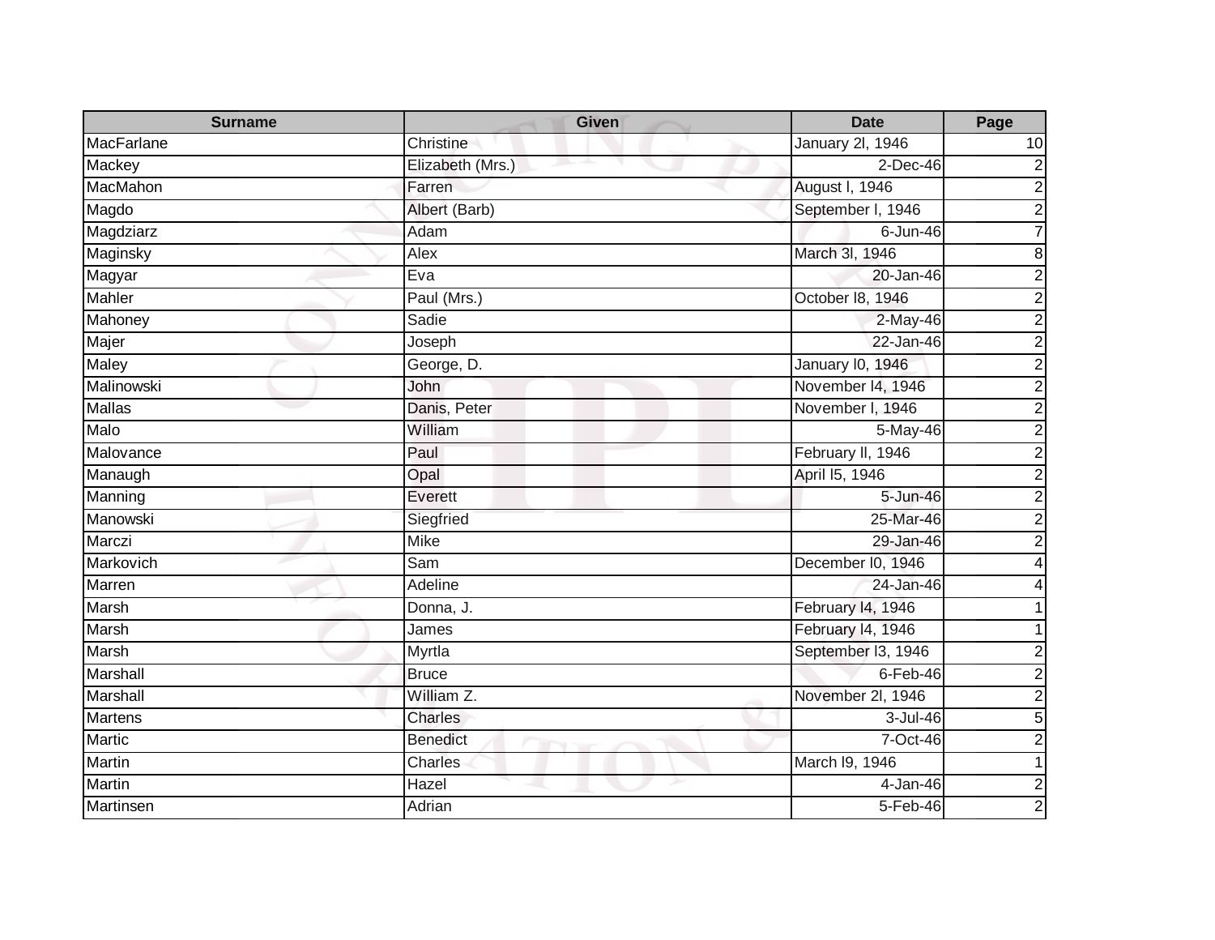| Surname | Given | Date | Page |
|---|---|---|---|
| MacFarlane | Christine | January 2l, 1946 | 10 |
| Mackey | Elizabeth (Mrs.) | 2-Dec-46 | 2 |
| MacMahon | Farren | August l, 1946 | 2 |
| Magdo | Albert (Barb) | September l, 1946 | 2 |
| Magdziarz | Adam | 6-Jun-46 | 7 |
| Maginsky | Alex | March 3l, 1946 | 8 |
| Magyar | Eva | 20-Jan-46 | 2 |
| Mahler | Paul (Mrs.) | October l8, 1946 | 2 |
| Mahoney | Sadie | 2-May-46 | 2 |
| Majer | Joseph | 22-Jan-46 | 2 |
| Maley | George, D. | January l0, 1946 | 2 |
| Malinowski | John | November l4, 1946 | 2 |
| Mallas | Danis, Peter | November l, 1946 | 2 |
| Malo | William | 5-May-46 | 2 |
| Malovance | Paul | February ll, 1946 | 2 |
| Manaugh | Opal | April l5, 1946 | 2 |
| Manning | Everett | 5-Jun-46 | 2 |
| Manowski | Siegfried | 25-Mar-46 | 2 |
| Marczi | Mike | 29-Jan-46 | 2 |
| Markovich | Sam | December l0, 1946 | 4 |
| Marren | Adeline | 24-Jan-46 | 4 |
| Marsh | Donna, J. | February l4, 1946 | 1 |
| Marsh | James | February l4, 1946 | 1 |
| Marsh | Myrtla | September l3, 1946 | 2 |
| Marshall | Bruce | 6-Feb-46 | 2 |
| Marshall | William Z. | November 2l, 1946 | 2 |
| Martens | Charles | 3-Jul-46 | 5 |
| Martic | Benedict | 7-Oct-46 | 2 |
| Martin | Charles | March l9, 1946 | 1 |
| Martin | Hazel | 4-Jan-46 | 2 |
| Martinsen | Adrian | 5-Feb-46 | 2 |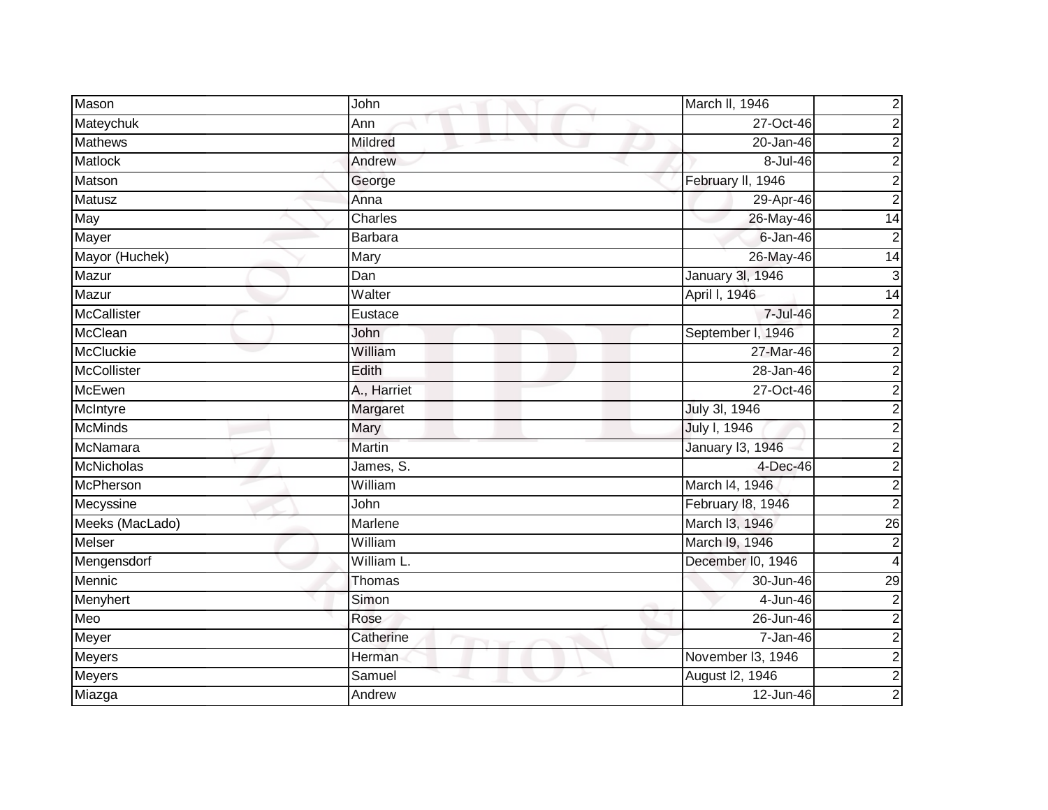| Mason | John | March ll, 1946 | 2 |
|---|---|---|---|
| Mateychuk | Ann | 27-Oct-46 | 2 |
| Mathews | Mildred | 20-Jan-46 | 2 |
| Matlock | Andrew | 8-Jul-46 | 2 |
| Matson | George | February ll, 1946 | 2 |
| Matusz | Anna | 29-Apr-46 | 2 |
| May | Charles | 26-May-46 | 14 |
| Mayer | Barbara | 6-Jan-46 | 2 |
| Mayor (Huchek) | Mary | 26-May-46 | 14 |
| Mazur | Dan | January 3l, 1946 | 3 |
| Mazur | Walter | April l, 1946 | 14 |
| McCallister | Eustace | 7-Jul-46 | 2 |
| McClean | John | September l, 1946 | 2 |
| McCluckie | William | 27-Mar-46 | 2 |
| McCollister | Edith | 28-Jan-46 | 2 |
| McEwen | A., Harriet | 27-Oct-46 | 2 |
| McIntyre | Margaret | July 3l, 1946 | 2 |
| McMinds | Mary | July l, 1946 | 2 |
| McNamara | Martin | January l3, 1946 | 2 |
| McNicholas | James, S. | 4-Dec-46 | 2 |
| McPherson | William | March l4, 1946 | 2 |
| Mecyssine | John | February l8, 1946 | 2 |
| Meeks (MacLado) | Marlene | March l3, 1946 | 26 |
| Melser | William | March l9, 1946 | 2 |
| Mengensdorf | William L. | December l0, 1946 | 4 |
| Mennic | Thomas | 30-Jun-46 | 29 |
| Menyhert | Simon | 4-Jun-46 | 2 |
| Meo | Rose | 26-Jun-46 | 2 |
| Meyer | Catherine | 7-Jan-46 | 2 |
| Meyers | Herman | November l3, 1946 | 2 |
| Meyers | Samuel | August l2, 1946 | 2 |
| Miazga | Andrew | 12-Jun-46 | 2 |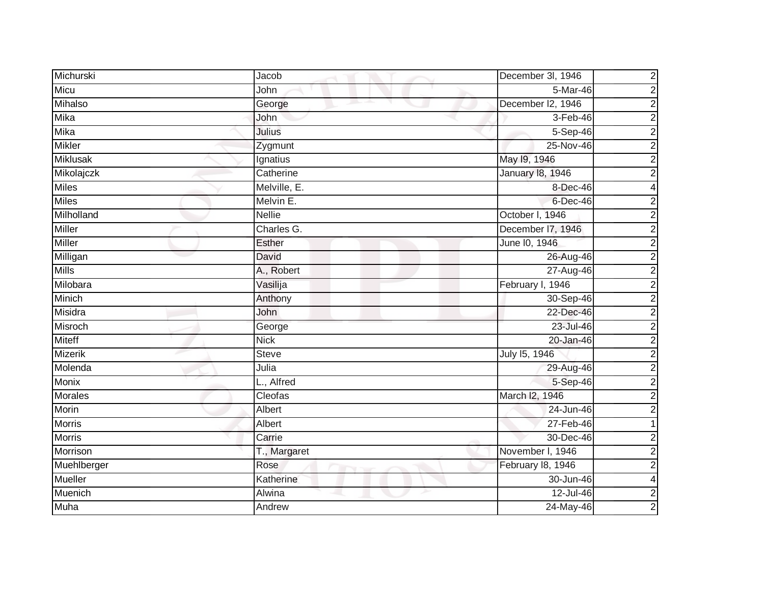| | | | |
|---|---|---|---|
| Michurski | Jacob | December 3l, 1946 | 2 |
| Micu | John | 5-Mar-46 | 2 |
| Mihalso | George | December l2, 1946 | 2 |
| Mika | John | 3-Feb-46 | 2 |
| Mika | Julius | 5-Sep-46 | 2 |
| Mikler | Zygmunt | 25-Nov-46 | 2 |
| Miklusak | Ignatius | May l9, 1946 | 2 |
| Mikolajczk | Catherine | January l8, 1946 | 2 |
| Miles | Melville, E. | 8-Dec-46 | 4 |
| Miles | Melvin E. | 6-Dec-46 | 2 |
| Milholland | Nellie | October l, 1946 | 2 |
| Miller | Charles G. | December l7, 1946 | 2 |
| Miller | Esther | June l0, 1946 | 2 |
| Milligan | David | 26-Aug-46 | 2 |
| Mills | A., Robert | 27-Aug-46 | 2 |
| Milobara | Vasilija | February l, 1946 | 2 |
| Minich | Anthony | 30-Sep-46 | 2 |
| Misidra | John | 22-Dec-46 | 2 |
| Misroch | George | 23-Jul-46 | 2 |
| Miteff | Nick | 20-Jan-46 | 2 |
| Mizerik | Steve | July l5, 1946 | 2 |
| Molenda | Julia | 29-Aug-46 | 2 |
| Monix | L., Alfred | 5-Sep-46 | 2 |
| Morales | Cleofas | March l2, 1946 | 2 |
| Morin | Albert | 24-Jun-46 | 2 |
| Morris | Albert | 27-Feb-46 | 1 |
| Morris | Carrie | 30-Dec-46 | 2 |
| Morrison | T., Margaret | November l, 1946 | 2 |
| Muehlberger | Rose | February l8, 1946 | 2 |
| Mueller | Katherine | 30-Jun-46 | 4 |
| Muenich | Alwina | 12-Jul-46 | 2 |
| Muha | Andrew | 24-May-46 | 2 |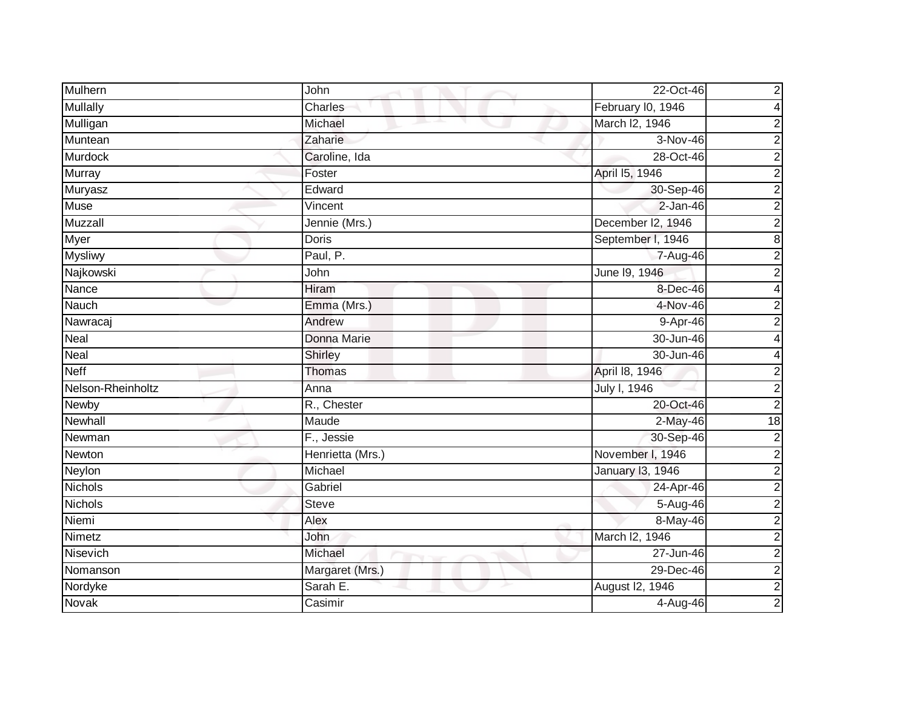| Mulhern | John | 22-Oct-46 | 2 |
|---|---|---|---|
| Mullally | Charles | February l0, 1946 | 4 |
| Mulligan | Michael | March l2, 1946 | 2 |
| Muntean | Zaharie | 3-Nov-46 | 2 |
| Murdock | Caroline, Ida | 28-Oct-46 | 2 |
| Murray | Foster | April l5, 1946 | 2 |
| Muryasz | Edward | 30-Sep-46 | 2 |
| Muse | Vincent | 2-Jan-46 | 2 |
| Muzzall | Jennie (Mrs.) | December l2, 1946 | 2 |
| Myer | Doris | September l, 1946 | 8 |
| Mysliwy | Paul, P. | 7-Aug-46 | 2 |
| Najkowski | John | June l9, 1946 | 2 |
| Nance | Hiram | 8-Dec-46 | 4 |
| Nauch | Emma (Mrs.) | 4-Nov-46 | 2 |
| Nawracaj | Andrew | 9-Apr-46 | 2 |
| Neal | Donna Marie | 30-Jun-46 | 4 |
| Neal | Shirley | 30-Jun-46 | 4 |
| Neff | Thomas | April l8, 1946 | 2 |
| Nelson-Rheinholtz | Anna | July l, 1946 | 2 |
| Newby | R., Chester | 20-Oct-46 | 2 |
| Newhall | Maude | 2-May-46 | 18 |
| Newman | F., Jessie | 30-Sep-46 | 2 |
| Newton | Henrietta (Mrs.) | November l, 1946 | 2 |
| Neylon | Michael | January l3, 1946 | 2 |
| Nichols | Gabriel | 24-Apr-46 | 2 |
| Nichols | Steve | 5-Aug-46 | 2 |
| Niemi | Alex | 8-May-46 | 2 |
| Nimetz | John | March l2, 1946 | 2 |
| Nisevich | Michael | 27-Jun-46 | 2 |
| Nomanson | Margaret (Mrs.) | 29-Dec-46 | 2 |
| Nordyke | Sarah E. | August l2, 1946 | 2 |
| Novak | Casimir | 4-Aug-46 | 2 |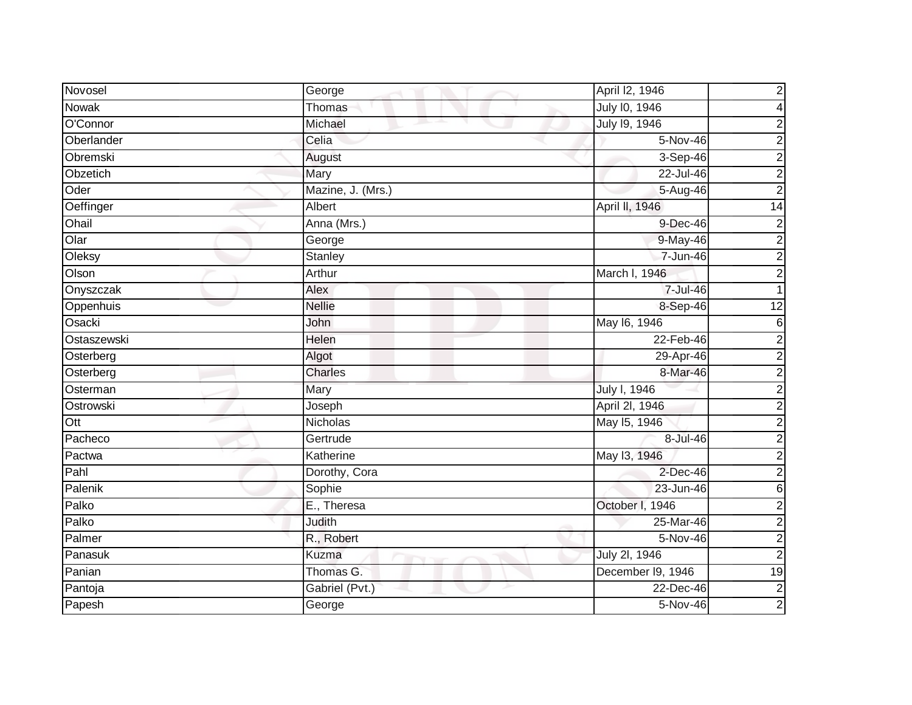| | | | |
|---|---|---|---|
| Novosel | George | April l2, 1946 | 2 |
| Nowak | Thomas | July l0, 1946 | 4 |
| O'Connor | Michael | July l9, 1946 | 2 |
| Oberlander | Celia | 5-Nov-46 | 2 |
| Obremski | August | 3-Sep-46 | 2 |
| Obzetich | Mary | 22-Jul-46 | 2 |
| Oder | Mazine, J. (Mrs.) | 5-Aug-46 | 2 |
| Oeffinger | Albert | April ll, 1946 | 14 |
| Ohail | Anna (Mrs.) | 9-Dec-46 | 2 |
| Olar | George | 9-May-46 | 2 |
| Oleksy | Stanley | 7-Jun-46 | 2 |
| Olson | Arthur | March l, 1946 | 2 |
| Onyszczak | Alex | 7-Jul-46 | 1 |
| Oppenhuis | Nellie | 8-Sep-46 | 12 |
| Osacki | John | May l6, 1946 | 6 |
| Ostaszewski | Helen | 22-Feb-46 | 2 |
| Osterberg | Algot | 29-Apr-46 | 2 |
| Osterberg | Charles | 8-Mar-46 | 2 |
| Osterman | Mary | July l, 1946 | 2 |
| Ostrowski | Joseph | April 2l, 1946 | 2 |
| Ott | Nicholas | May l5, 1946 | 2 |
| Pacheco | Gertrude | 8-Jul-46 | 2 |
| Pactwa | Katherine | May l3, 1946 | 2 |
| Pahl | Dorothy, Cora | 2-Dec-46 | 2 |
| Palenik | Sophie | 23-Jun-46 | 6 |
| Palko | E., Theresa | October l, 1946 | 2 |
| Palko | Judith | 25-Mar-46 | 2 |
| Palmer | R., Robert | 5-Nov-46 | 2 |
| Panasuk | Kuzma | July 2l, 1946 | 2 |
| Panian | Thomas G. | December l9, 1946 | 19 |
| Pantoja | Gabriel (Pvt.) | 22-Dec-46 | 2 |
| Papesh | George | 5-Nov-46 | 2 |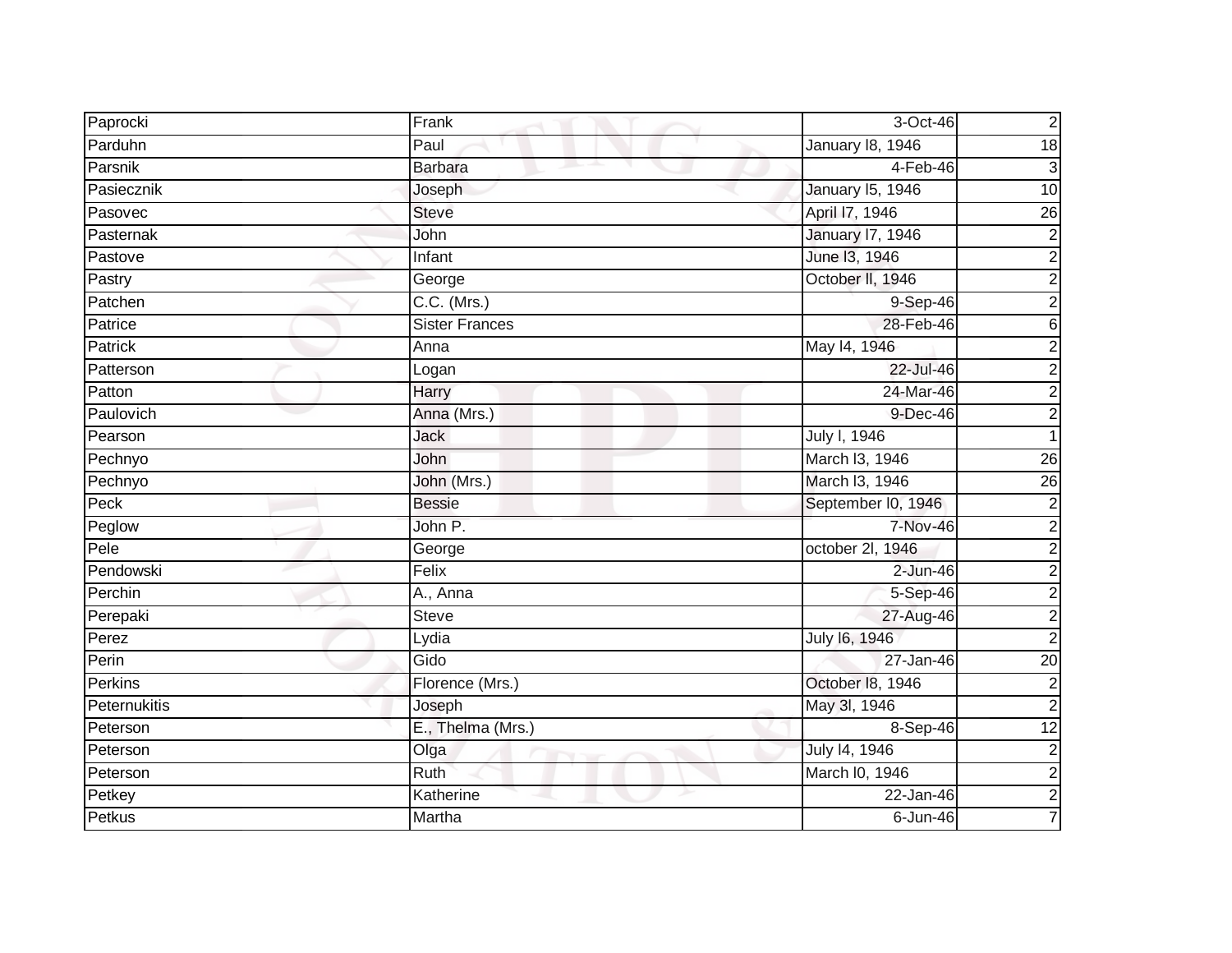| Paprocki | Frank | 3-Oct-46 | 2 |
|---|---|---|---|
| Parduhn | Paul | January l8, 1946 | 18 |
| Parsnik | Barbara | 4-Feb-46 | 3 |
| Pasiecznik | Joseph | January l5, 1946 | 10 |
| Pasovec | Steve | April l7, 1946 | 26 |
| Pasternak | John | January l7, 1946 | 2 |
| Pastove | Infant | June l3, 1946 | 2 |
| Pastry | George | October ll, 1946 | 2 |
| Patchen | C.C. (Mrs.) | 9-Sep-46 | 2 |
| Patrice | Sister Frances | 28-Feb-46 | 6 |
| Patrick | Anna | May l4, 1946 | 2 |
| Patterson | Logan | 22-Jul-46 | 2 |
| Patton | Harry | 24-Mar-46 | 2 |
| Paulovich | Anna (Mrs.) | 9-Dec-46 | 2 |
| Pearson | Jack | July l, 1946 | 1 |
| Pechnyo | John | March l3, 1946 | 26 |
| Pechnyo | John (Mrs.) | March l3, 1946 | 26 |
| Peck | Bessie | September l0, 1946 | 2 |
| Peglow | John P. | 7-Nov-46 | 2 |
| Pele | George | october 2l, 1946 | 2 |
| Pendowski | Felix | 2-Jun-46 | 2 |
| Perchin | A., Anna | 5-Sep-46 | 2 |
| Perepaki | Steve | 27-Aug-46 | 2 |
| Perez | Lydia | July l6, 1946 | 2 |
| Perin | Gido | 27-Jan-46 | 20 |
| Perkins | Florence (Mrs.) | October l8, 1946 | 2 |
| Peternukitis | Joseph | May 3l, 1946 | 2 |
| Peterson | E., Thelma (Mrs.) | 8-Sep-46 | 12 |
| Peterson | Olga | July l4, 1946 | 2 |
| Peterson | Ruth | March l0, 1946 | 2 |
| Petkey | Katherine | 22-Jan-46 | 2 |
| Petkus | Martha | 6-Jun-46 | 7 |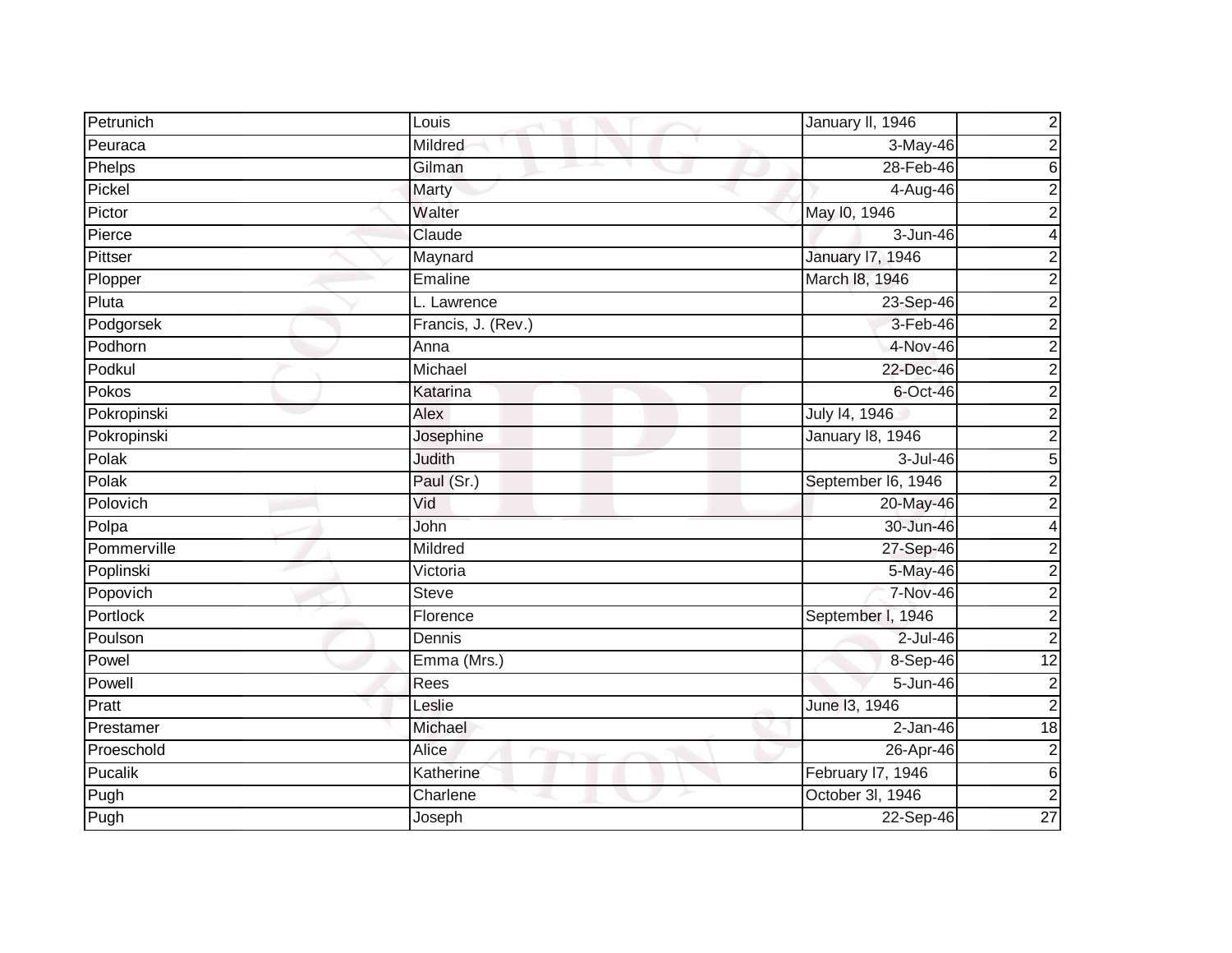| Petrunich | Louis | January ll, 1946 | 2 |
|---|---|---|---|
| Peuraca | Mildred | 3-May-46 | 2 |
| Phelps | Gilman | 28-Feb-46 | 6 |
| Pickel | Marty | 4-Aug-46 | 2 |
| Pictor | Walter | May l0, 1946 | 2 |
| Pierce | Claude | 3-Jun-46 | 4 |
| Pittser | Maynard | January l7, 1946 | 2 |
| Plopper | Emaline | March l8, 1946 | 2 |
| Pluta | L. Lawrence | 23-Sep-46 | 2 |
| Podgorsek | Francis, J. (Rev.) | 3-Feb-46 | 2 |
| Podhorn | Anna | 4-Nov-46 | 2 |
| Podkul | Michael | 22-Dec-46 | 2 |
| Pokos | Katarina | 6-Oct-46 | 2 |
| Pokropinski | Alex | July l4, 1946 | 2 |
| Pokropinski | Josephine | January l8, 1946 | 2 |
| Polak | Judith | 3-Jul-46 | 5 |
| Polak | Paul (Sr.) | September l6, 1946 | 2 |
| Polovich | Vid | 20-May-46 | 2 |
| Polpa | John | 30-Jun-46 | 4 |
| Pommerville | Mildred | 27-Sep-46 | 2 |
| Poplinski | Victoria | 5-May-46 | 2 |
| Popovich | Steve | 7-Nov-46 | 2 |
| Portlock | Florence | September l, 1946 | 2 |
| Poulson | Dennis | 2-Jul-46 | 2 |
| Powel | Emma (Mrs.) | 8-Sep-46 | 12 |
| Powell | Rees | 5-Jun-46 | 2 |
| Pratt | Leslie | June l3, 1946 | 2 |
| Prestamer | Michael | 2-Jan-46 | 18 |
| Proeschold | Alice | 26-Apr-46 | 2 |
| Pucalik | Katherine | February l7, 1946 | 6 |
| Pugh | Charlene | October 3l, 1946 | 2 |
| Pugh | Joseph | 22-Sep-46 | 27 |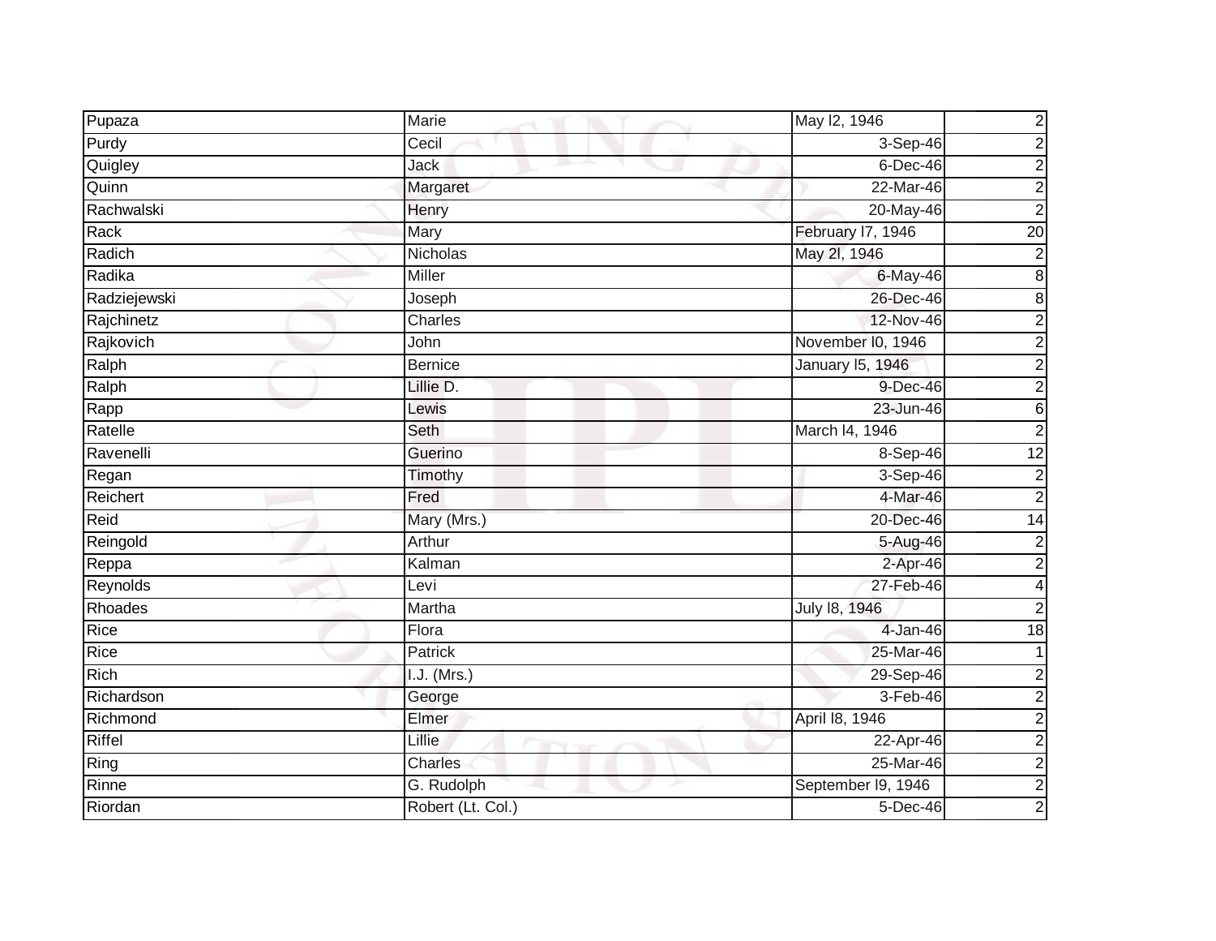| Pupaza | Marie | May l2, 1946 | 2 |
|---|---|---|---|
| Purdy | Cecil | 3-Sep-46 | 2 |
| Quigley | Jack | 6-Dec-46 | 2 |
| Quinn | Margaret | 22-Mar-46 | 2 |
| Rachwalski | Henry | 20-May-46 | 2 |
| Rack | Mary | February l7, 1946 | 20 |
| Radich | Nicholas | May 2l, 1946 | 2 |
| Radika | Miller | 6-May-46 | 8 |
| Radziejewski | Joseph | 26-Dec-46 | 8 |
| Rajchinetz | Charles | 12-Nov-46 | 2 |
| Rajkovich | John | November l0, 1946 | 2 |
| Ralph | Bernice | January l5, 1946 | 2 |
| Ralph | Lillie D. | 9-Dec-46 | 2 |
| Rapp | Lewis | 23-Jun-46 | 6 |
| Ratelle | Seth | March l4, 1946 | 2 |
| Ravenelli | Guerino | 8-Sep-46 | 12 |
| Regan | Timothy | 3-Sep-46 | 2 |
| Reichert | Fred | 4-Mar-46 | 2 |
| Reid | Mary (Mrs.) | 20-Dec-46 | 14 |
| Reingold | Arthur | 5-Aug-46 | 2 |
| Reppa | Kalman | 2-Apr-46 | 2 |
| Reynolds | Levi | 27-Feb-46 | 4 |
| Rhoades | Martha | July l8, 1946 | 2 |
| Rice | Flora | 4-Jan-46 | 18 |
| Rice | Patrick | 25-Mar-46 | 1 |
| Rich | I.J. (Mrs.) | 29-Sep-46 | 2 |
| Richardson | George | 3-Feb-46 | 2 |
| Richmond | Elmer | April l8, 1946 | 2 |
| Riffel | Lillie | 22-Apr-46 | 2 |
| Ring | Charles | 25-Mar-46 | 2 |
| Rinne | G. Rudolph | September l9, 1946 | 2 |
| Riordan | Robert (Lt. Col.) | 5-Dec-46 | 2 |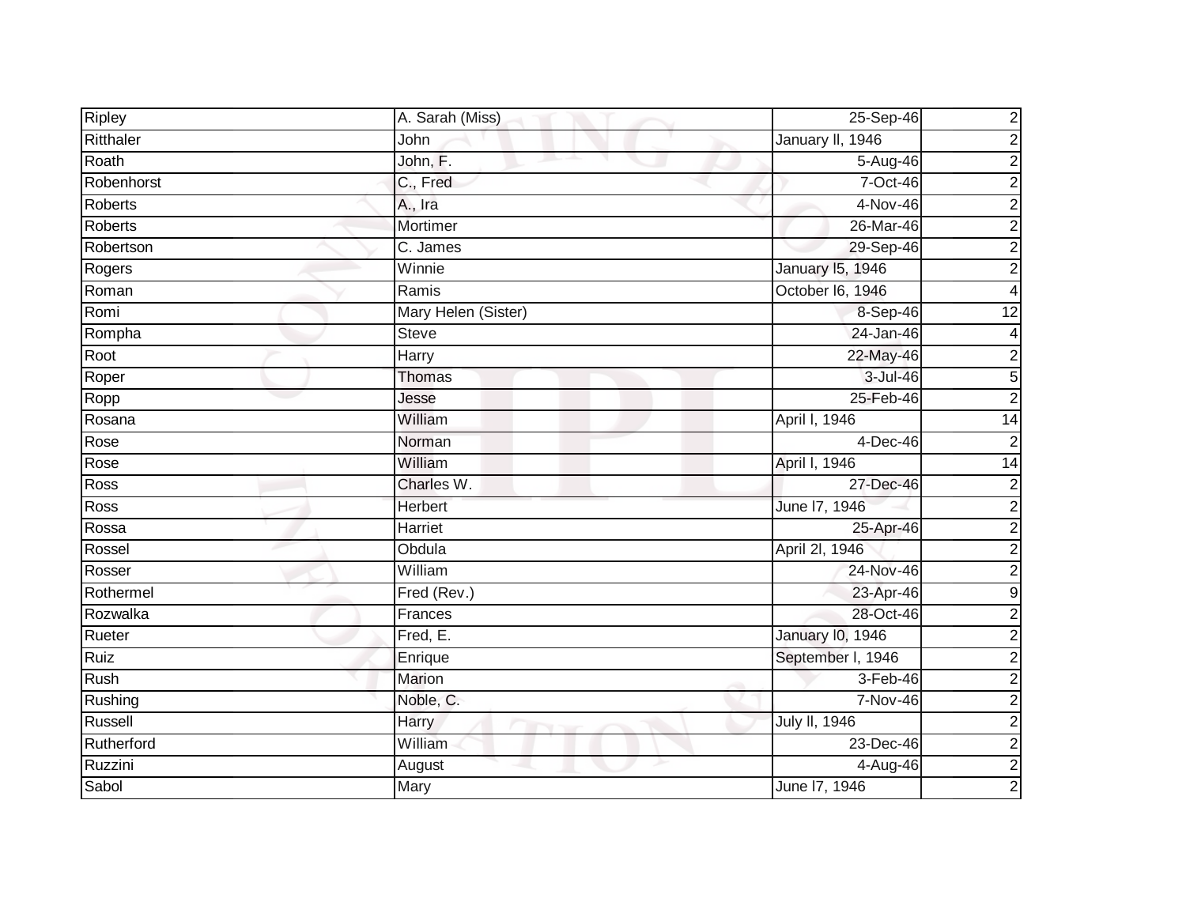| Ripley | A. Sarah (Miss) | 25-Sep-46 | 2 |
|---|---|---|---|
| Ritthaler | John | January ll, 1946 | 2 |
| Roath | John, F. | 5-Aug-46 | 2 |
| Robenhorst | C., Fred | 7-Oct-46 | 2 |
| Roberts | A., Ira | 4-Nov-46 | 2 |
| Roberts | Mortimer | 26-Mar-46 | 2 |
| Robertson | C. James | 29-Sep-46 | 2 |
| Rogers | Winnie | January l5, 1946 | 2 |
| Roman | Ramis | October l6, 1946 | 4 |
| Romi | Mary Helen (Sister) | 8-Sep-46 | 12 |
| Rompha | Steve | 24-Jan-46 | 4 |
| Root | Harry | 22-May-46 | 2 |
| Roper | Thomas | 3-Jul-46 | 5 |
| Ropp | Jesse | 25-Feb-46 | 2 |
| Rosana | William | April l, 1946 | 14 |
| Rose | Norman | 4-Dec-46 | 2 |
| Rose | William | April l, 1946 | 14 |
| Ross | Charles W. | 27-Dec-46 | 2 |
| Ross | Herbert | June l7, 1946 | 2 |
| Rossa | Harriet | 25-Apr-46 | 2 |
| Rossel | Obdula | April 2l, 1946 | 2 |
| Rosser | William | 24-Nov-46 | 2 |
| Rothermel | Fred (Rev.) | 23-Apr-46 | 9 |
| Rozwalka | Frances | 28-Oct-46 | 2 |
| Rueter | Fred, E. | January l0, 1946 | 2 |
| Ruiz | Enrique | September l, 1946 | 2 |
| Rush | Marion | 3-Feb-46 | 2 |
| Rushing | Noble, C. | 7-Nov-46 | 2 |
| Russell | Harry | July ll, 1946 | 2 |
| Rutherford | William | 23-Dec-46 | 2 |
| Ruzzini | August | 4-Aug-46 | 2 |
| Sabol | Mary | June l7, 1946 | 2 |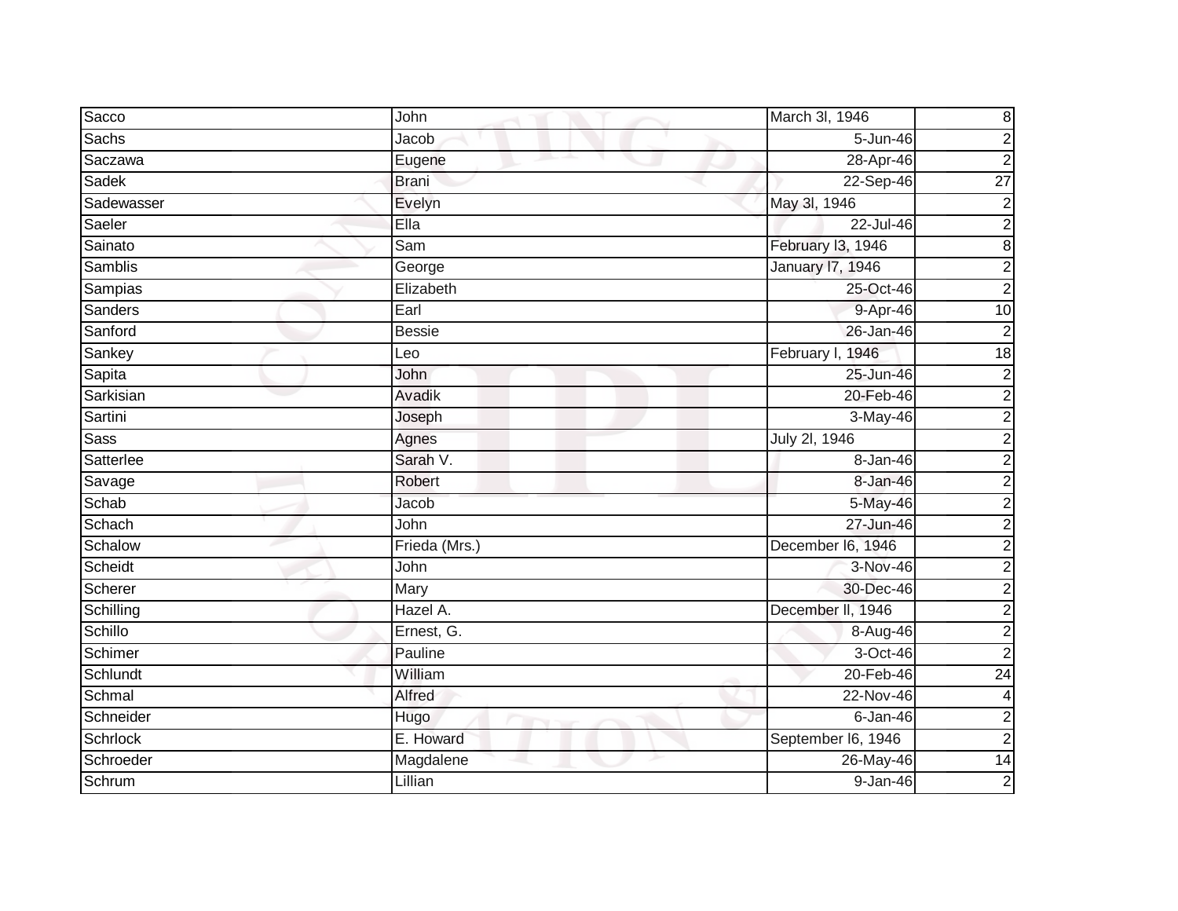| Sacco | John | March 3l, 1946 | 8 |
|---|---|---|---|
| Sachs | Jacob | 5-Jun-46 | 2 |
| Saczawa | Eugene | 28-Apr-46 | 2 |
| Sadek | Brani | 22-Sep-46 | 27 |
| Sadewasser | Evelyn | May 3l, 1946 | 2 |
| Saeler | Ella | 22-Jul-46 | 2 |
| Sainato | Sam | February l3, 1946 | 8 |
| Samblis | George | January l7, 1946 | 2 |
| Sampias | Elizabeth | 25-Oct-46 | 2 |
| Sanders | Earl | 9-Apr-46 | 10 |
| Sanford | Bessie | 26-Jan-46 | 2 |
| Sankey | Leo | February l, 1946 | 18 |
| Sapita | John | 25-Jun-46 | 2 |
| Sarkisian | Avadik | 20-Feb-46 | 2 |
| Sartini | Joseph | 3-May-46 | 2 |
| Sass | Agnes | July 2l, 1946 | 2 |
| Satterlee | Sarah V. | 8-Jan-46 | 2 |
| Savage | Robert | 8-Jan-46 | 2 |
| Schab | Jacob | 5-May-46 | 2 |
| Schach | John | 27-Jun-46 | 2 |
| Schalow | Frieda (Mrs.) | December l6, 1946 | 2 |
| Scheidt | John | 3-Nov-46 | 2 |
| Scherer | Mary | 30-Dec-46 | 2 |
| Schilling | Hazel A. | December ll, 1946 | 2 |
| Schillo | Ernest, G. | 8-Aug-46 | 2 |
| Schimer | Pauline | 3-Oct-46 | 2 |
| Schlundt | William | 20-Feb-46 | 24 |
| Schmal | Alfred | 22-Nov-46 | 4 |
| Schneider | Hugo | 6-Jan-46 | 2 |
| Schrlock | E. Howard | September l6, 1946 | 2 |
| Schroeder | Magdalene | 26-May-46 | 14 |
| Schrum | Lillian | 9-Jan-46 | 2 |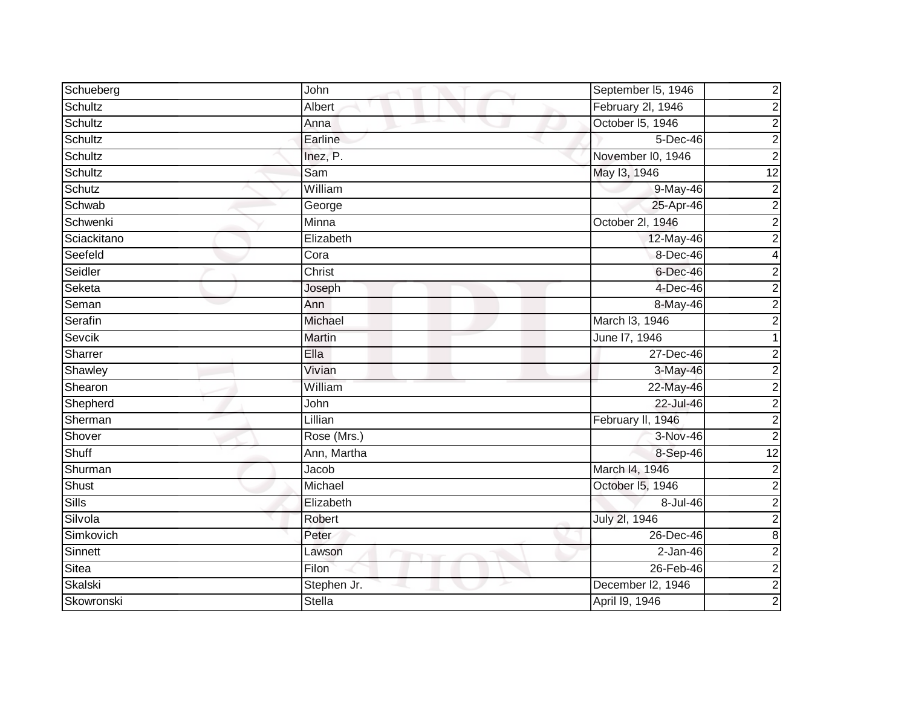| Schueberg | John | September l5, 1946 | 2 |
|---|---|---|---|
| Schultz | Albert | February 2l, 1946 | 2 |
| Schultz | Anna | October l5, 1946 | 2 |
| Schultz | Earline | 5-Dec-46 | 2 |
| Schultz | Inez, P. | November l0, 1946 | 2 |
| Schultz | Sam | May l3, 1946 | 12 |
| Schutz | William | 9-May-46 | 2 |
| Schwab | George | 25-Apr-46 | 2 |
| Schwenki | Minna | October 2l, 1946 | 2 |
| Sciackitano | Elizabeth | 12-May-46 | 2 |
| Seefeld | Cora | 8-Dec-46 | 4 |
| Seidler | Christ | 6-Dec-46 | 2 |
| Seketa | Joseph | 4-Dec-46 | 2 |
| Seman | Ann | 8-May-46 | 2 |
| Serafin | Michael | March l3, 1946 | 2 |
| Sevcik | Martin | June l7, 1946 | 1 |
| Sharrer | Ella | 27-Dec-46 | 2 |
| Shawley | Vivian | 3-May-46 | 2 |
| Shearon | William | 22-May-46 | 2 |
| Shepherd | John | 22-Jul-46 | 2 |
| Sherman | Lillian | February ll, 1946 | 2 |
| Shover | Rose (Mrs.) | 3-Nov-46 | 2 |
| Shuff | Ann, Martha | 8-Sep-46 | 12 |
| Shurman | Jacob | March l4, 1946 | 2 |
| Shust | Michael | October l5, 1946 | 2 |
| Sills | Elizabeth | 8-Jul-46 | 2 |
| Silvola | Robert | July 2l, 1946 | 2 |
| Simkovich | Peter | 26-Dec-46 | 8 |
| Sinnett | Lawson | 2-Jan-46 | 2 |
| Sitea | Filon | 26-Feb-46 | 2 |
| Skalski | Stephen Jr. | December l2, 1946 | 2 |
| Skowronski | Stella | April l9, 1946 | 2 |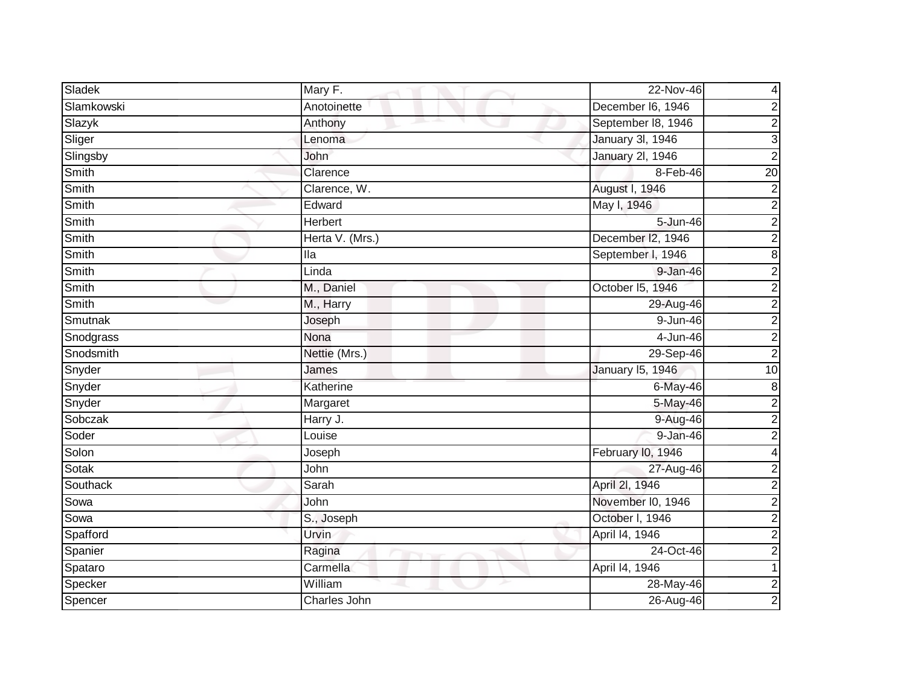| Sladek | Mary F. | 22-Nov-46 | 4 |
|---|---|---|---|
| Slamkowski | Anotoinette | December l6, 1946 | 2 |
| Slazyk | Anthony | September l8, 1946 | 2 |
| Sliger | Lenoma | January 3l, 1946 | 3 |
| Slingsby | John | January 2l, 1946 | 2 |
| Smith | Clarence | 8-Feb-46 | 20 |
| Smith | Clarence, W. | August l, 1946 | 2 |
| Smith | Edward | May l, 1946 | 2 |
| Smith | Herbert | 5-Jun-46 | 2 |
| Smith | Herta V. (Mrs.) | December l2, 1946 | 2 |
| Smith | Ila | September l, 1946 | 8 |
| Smith | Linda | 9-Jan-46 | 2 |
| Smith | M., Daniel | October l5, 1946 | 2 |
| Smith | M., Harry | 29-Aug-46 | 2 |
| Smutnak | Joseph | 9-Jun-46 | 2 |
| Snodgrass | Nona | 4-Jun-46 | 2 |
| Snodsmith | Nettie (Mrs.) | 29-Sep-46 | 2 |
| Snyder | James | January l5, 1946 | 10 |
| Snyder | Katherine | 6-May-46 | 8 |
| Snyder | Margaret | 5-May-46 | 2 |
| Sobczak | Harry J. | 9-Aug-46 | 2 |
| Soder | Louise | 9-Jan-46 | 2 |
| Solon | Joseph | February l0, 1946 | 4 |
| Sotak | John | 27-Aug-46 | 2 |
| Southack | Sarah | April 2l, 1946 | 2 |
| Sowa | John | November l0, 1946 | 2 |
| Sowa | S., Joseph | October l, 1946 | 2 |
| Spafford | Urvin | April l4, 1946 | 2 |
| Spanier | Ragina | 24-Oct-46 | 2 |
| Spataro | Carmella | April l4, 1946 | 1 |
| Specker | William | 28-May-46 | 2 |
| Spencer | Charles John | 26-Aug-46 | 2 |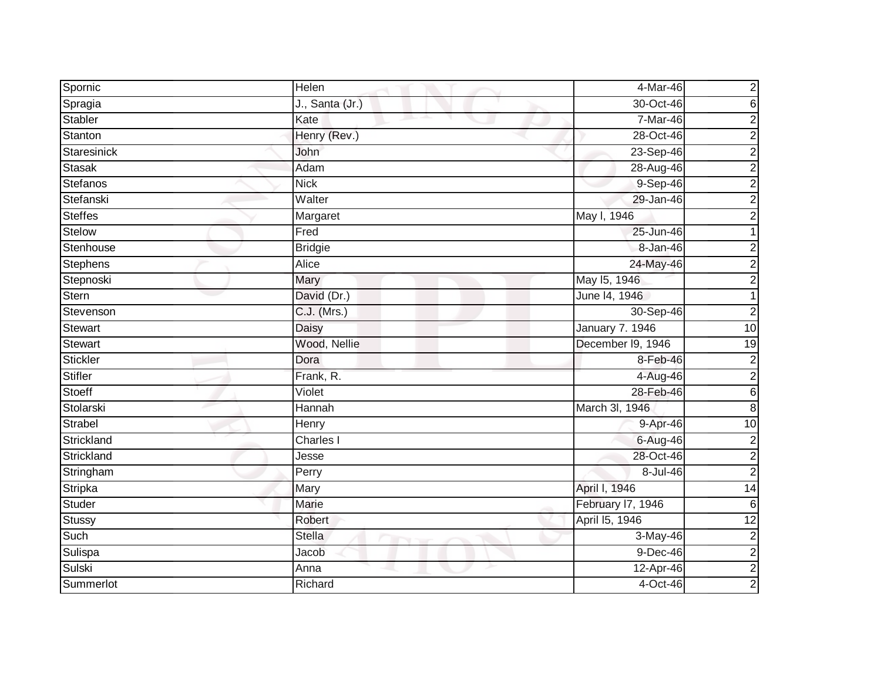| | | | |
|---|---|---|---|
| Spornic | Helen | 4-Mar-46 | 2 |
| Spragia | J., Santa (Jr.) | 30-Oct-46 | 6 |
| Stabler | Kate | 7-Mar-46 | 2 |
| Stanton | Henry (Rev.) | 28-Oct-46 | 2 |
| Staresinick | John | 23-Sep-46 | 2 |
| Stasak | Adam | 28-Aug-46 | 2 |
| Stefanos | Nick | 9-Sep-46 | 2 |
| Stefanski | Walter | 29-Jan-46 | 2 |
| Steffes | Margaret | May l, 1946 | 2 |
| Stelow | Fred | 25-Jun-46 | 1 |
| Stenhouse | Bridgie | 8-Jan-46 | 2 |
| Stephens | Alice | 24-May-46 | 2 |
| Stepnoski | Mary | May l5, 1946 | 2 |
| Stern | David (Dr.) | June l4, 1946 | 1 |
| Stevenson | C.J. (Mrs.) | 30-Sep-46 | 2 |
| Stewart | Daisy | January 7. 1946 | 10 |
| Stewart | Wood, Nellie | December l9, 1946 | 19 |
| Stickler | Dora | 8-Feb-46 | 2 |
| Stifler | Frank, R. | 4-Aug-46 | 2 |
| Stoeff | Violet | 28-Feb-46 | 6 |
| Stolarski | Hannah | March 3l, 1946 | 8 |
| Strabel | Henry | 9-Apr-46 | 10 |
| Strickland | Charles I | 6-Aug-46 | 2 |
| Strickland | Jesse | 28-Oct-46 | 2 |
| Stringham | Perry | 8-Jul-46 | 2 |
| Stripka | Mary | April l, 1946 | 14 |
| Studer | Marie | February l7, 1946 | 6 |
| Stussy | Robert | April l5, 1946 | 12 |
| Such | Stella | 3-May-46 | 2 |
| Sulispa | Jacob | 9-Dec-46 | 2 |
| Sulski | Anna | 12-Apr-46 | 2 |
| Summerlot | Richard | 4-Oct-46 | 2 |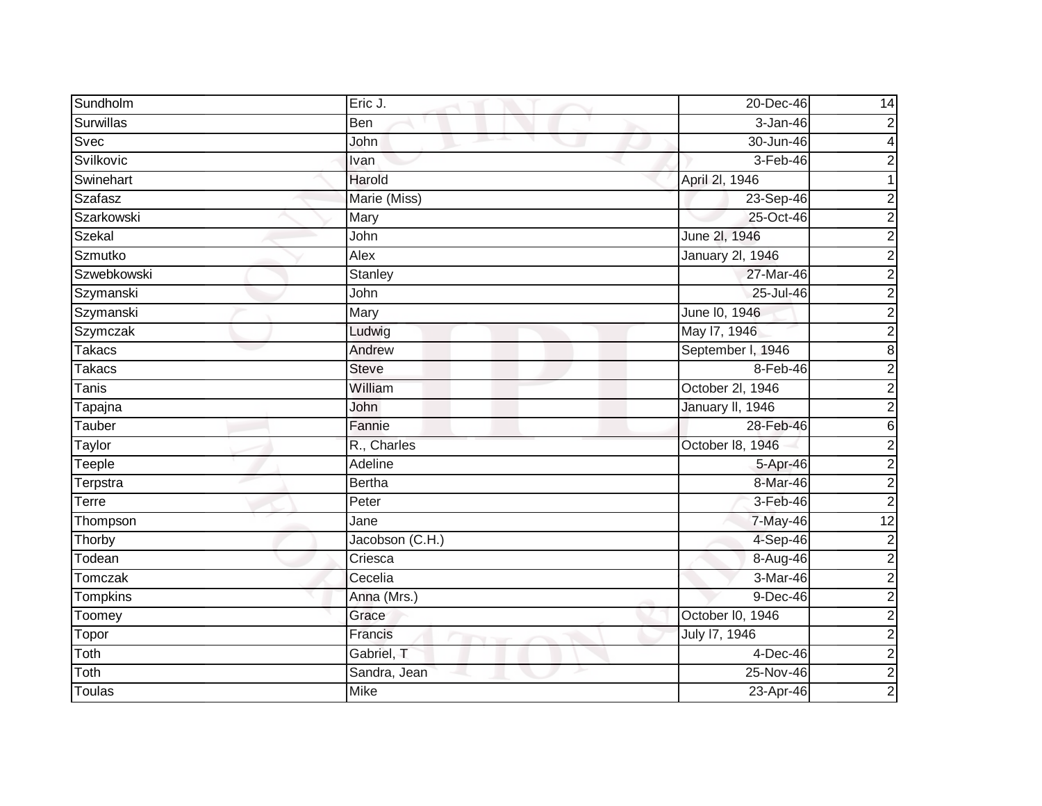| Sundholm | Eric J. | 20-Dec-46 | 14 |
|---|---|---|---|
| Surwillas | Ben | 3-Jan-46 | 2 |
| Svec | John | 30-Jun-46 | 4 |
| Svilkovic | Ivan | 3-Feb-46 | 2 |
| Swinehart | Harold | April 2l, 1946 | 1 |
| Szafasz | Marie (Miss) | 23-Sep-46 | 2 |
| Szarkowski | Mary | 25-Oct-46 | 2 |
| Szekal | John | June 2l, 1946 | 2 |
| Szmutko | Alex | January 2l, 1946 | 2 |
| Szwebkowski | Stanley | 27-Mar-46 | 2 |
| Szymanski | John | 25-Jul-46 | 2 |
| Szymanski | Mary | June l0, 1946 | 2 |
| Szymczak | Ludwig | May l7, 1946 | 2 |
| Takacs | Andrew | September l, 1946 | 8 |
| Takacs | Steve | 8-Feb-46 | 2 |
| Tanis | William | October 2l, 1946 | 2 |
| Tapajna | John | January ll, 1946 | 2 |
| Tauber | Fannie | 28-Feb-46 | 6 |
| Taylor | R., Charles | October l8, 1946 | 2 |
| Teeple | Adeline | 5-Apr-46 | 2 |
| Terpstra | Bertha | 8-Mar-46 | 2 |
| Terre | Peter | 3-Feb-46 | 2 |
| Thompson | Jane | 7-May-46 | 12 |
| Thorby | Jacobson (C.H.) | 4-Sep-46 | 2 |
| Todean | Criesca | 8-Aug-46 | 2 |
| Tomczak | Cecelia | 3-Mar-46 | 2 |
| Tompkins | Anna (Mrs.) | 9-Dec-46 | 2 |
| Toomey | Grace | October l0, 1946 | 2 |
| Topor | Francis | July l7, 1946 | 2 |
| Toth | Gabriel, T | 4-Dec-46 | 2 |
| Toth | Sandra, Jean | 25-Nov-46 | 2 |
| Toulas | Mike | 23-Apr-46 | 2 |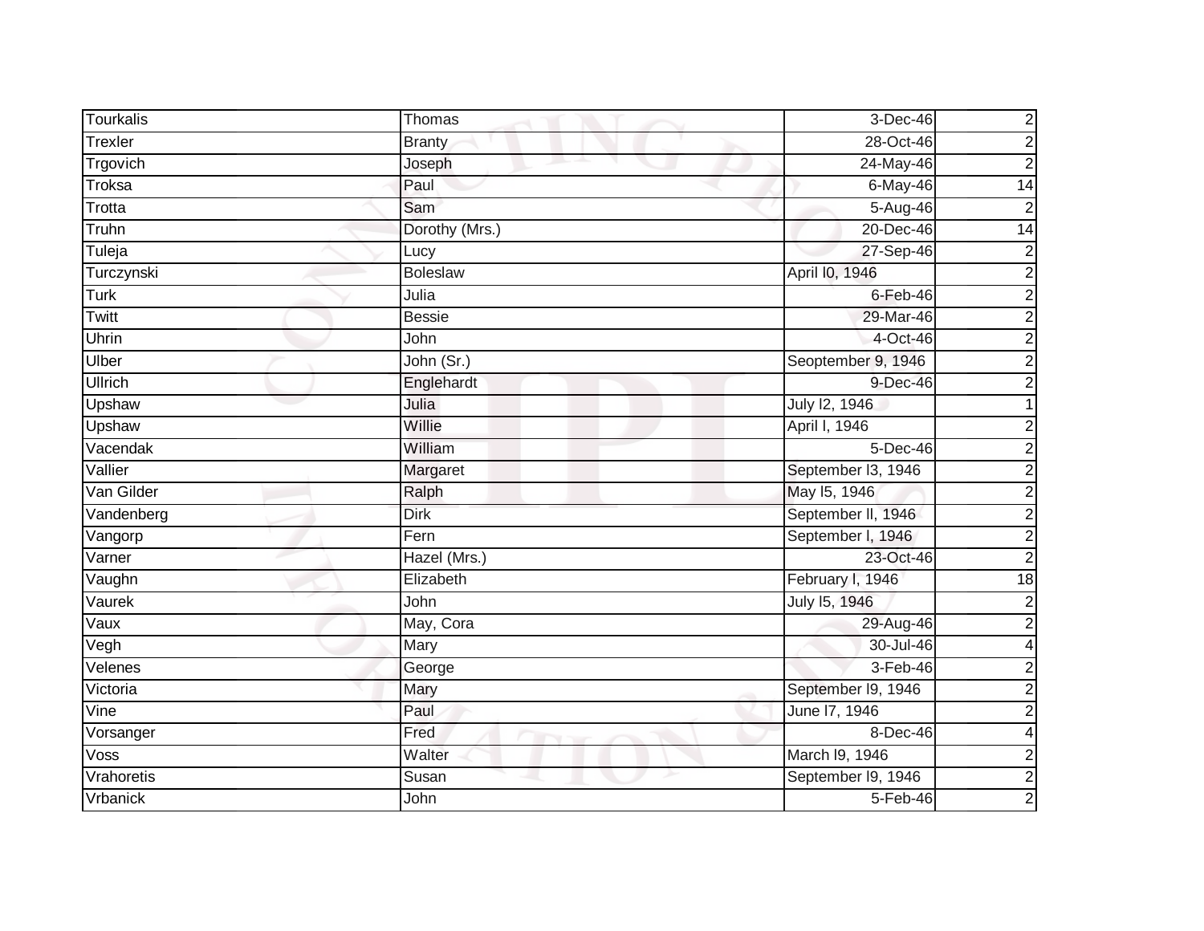| | | | |
|---|---|---|---|
| Tourkalis | Thomas | 3-Dec-46 | 2 |
| Trexler | Branty | 28-Oct-46 | 2 |
| Trgovich | Joseph | 24-May-46 | 2 |
| Troksa | Paul | 6-May-46 | 14 |
| Trotta | Sam | 5-Aug-46 | 2 |
| Truhn | Dorothy (Mrs.) | 20-Dec-46 | 14 |
| Tuleja | Lucy | 27-Sep-46 | 2 |
| Turczynski | Boleslaw | April l0, 1946 | 2 |
| Turk | Julia | 6-Feb-46 | 2 |
| Twitt | Bessie | 29-Mar-46 | 2 |
| Uhrin | John | 4-Oct-46 | 2 |
| Ulber | John (Sr.) | Seoptember 9, 1946 | 2 |
| Ullrich | Englehardt | 9-Dec-46 | 2 |
| Upshaw | Julia | July l2, 1946 | 1 |
| Upshaw | Willie | April l, 1946 | 2 |
| Vacendak | William | 5-Dec-46 | 2 |
| Vallier | Margaret | September l3, 1946 | 2 |
| Van Gilder | Ralph | May l5, 1946 | 2 |
| Vandenberg | Dirk | September ll, 1946 | 2 |
| Vangorp | Fern | September l, 1946 | 2 |
| Varner | Hazel (Mrs.) | 23-Oct-46 | 2 |
| Vaughn | Elizabeth | February l, 1946 | 18 |
| Vaurek | John | July l5, 1946 | 2 |
| Vaux | May, Cora | 29-Aug-46 | 2 |
| Vegh | Mary | 30-Jul-46 | 4 |
| Velenes | George | 3-Feb-46 | 2 |
| Victoria | Mary | September l9, 1946 | 2 |
| Vine | Paul | June l7, 1946 | 2 |
| Vorsanger | Fred | 8-Dec-46 | 4 |
| Voss | Walter | March l9, 1946 | 2 |
| Vrahoretis | Susan | September l9, 1946 | 2 |
| Vrbanick | John | 5-Feb-46 | 2 |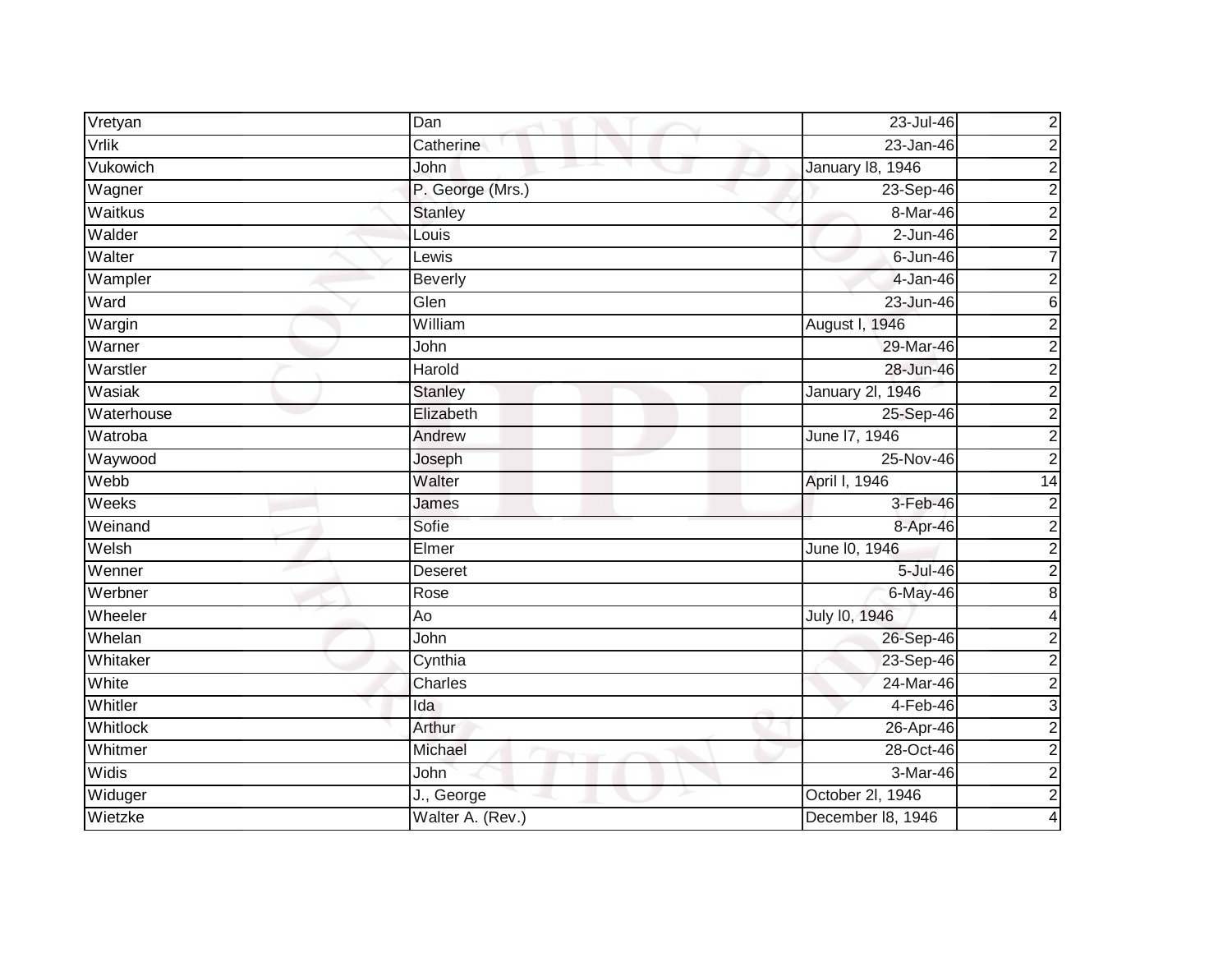| Vretyan | Dan | 23-Jul-46 | 2 |
|---|---|---|---|
| Vrlik | Catherine | 23-Jan-46 | 2 |
| Vukowich | John | January l8, 1946 | 2 |
| Wagner | P. George (Mrs.) | 23-Sep-46 | 2 |
| Waitkus | Stanley | 8-Mar-46 | 2 |
| Walder | Louis | 2-Jun-46 | 2 |
| Walter | Lewis | 6-Jun-46 | 7 |
| Wampler | Beverly | 4-Jan-46 | 2 |
| Ward | Glen | 23-Jun-46 | 6 |
| Wargin | William | August l, 1946 | 2 |
| Warner | John | 29-Mar-46 | 2 |
| Warstler | Harold | 28-Jun-46 | 2 |
| Wasiak | Stanley | January 2l, 1946 | 2 |
| Waterhouse | Elizabeth | 25-Sep-46 | 2 |
| Watroba | Andrew | June l7, 1946 | 2 |
| Waywood | Joseph | 25-Nov-46 | 2 |
| Webb | Walter | April l, 1946 | 14 |
| Weeks | James | 3-Feb-46 | 2 |
| Weinand | Sofie | 8-Apr-46 | 2 |
| Welsh | Elmer | June l0, 1946 | 2 |
| Wenner | Deseret | 5-Jul-46 | 2 |
| Werbner | Rose | 6-May-46 | 8 |
| Wheeler | Ao | July l0, 1946 | 4 |
| Whelan | John | 26-Sep-46 | 2 |
| Whitaker | Cynthia | 23-Sep-46 | 2 |
| White | Charles | 24-Mar-46 | 2 |
| Whitler | Ida | 4-Feb-46 | 3 |
| Whitlock | Arthur | 26-Apr-46 | 2 |
| Whitmer | Michael | 28-Oct-46 | 2 |
| Widis | John | 3-Mar-46 | 2 |
| Widuger | J., George | October 2l, 1946 | 2 |
| Wietzke | Walter A. (Rev.) | December l8, 1946 | 4 |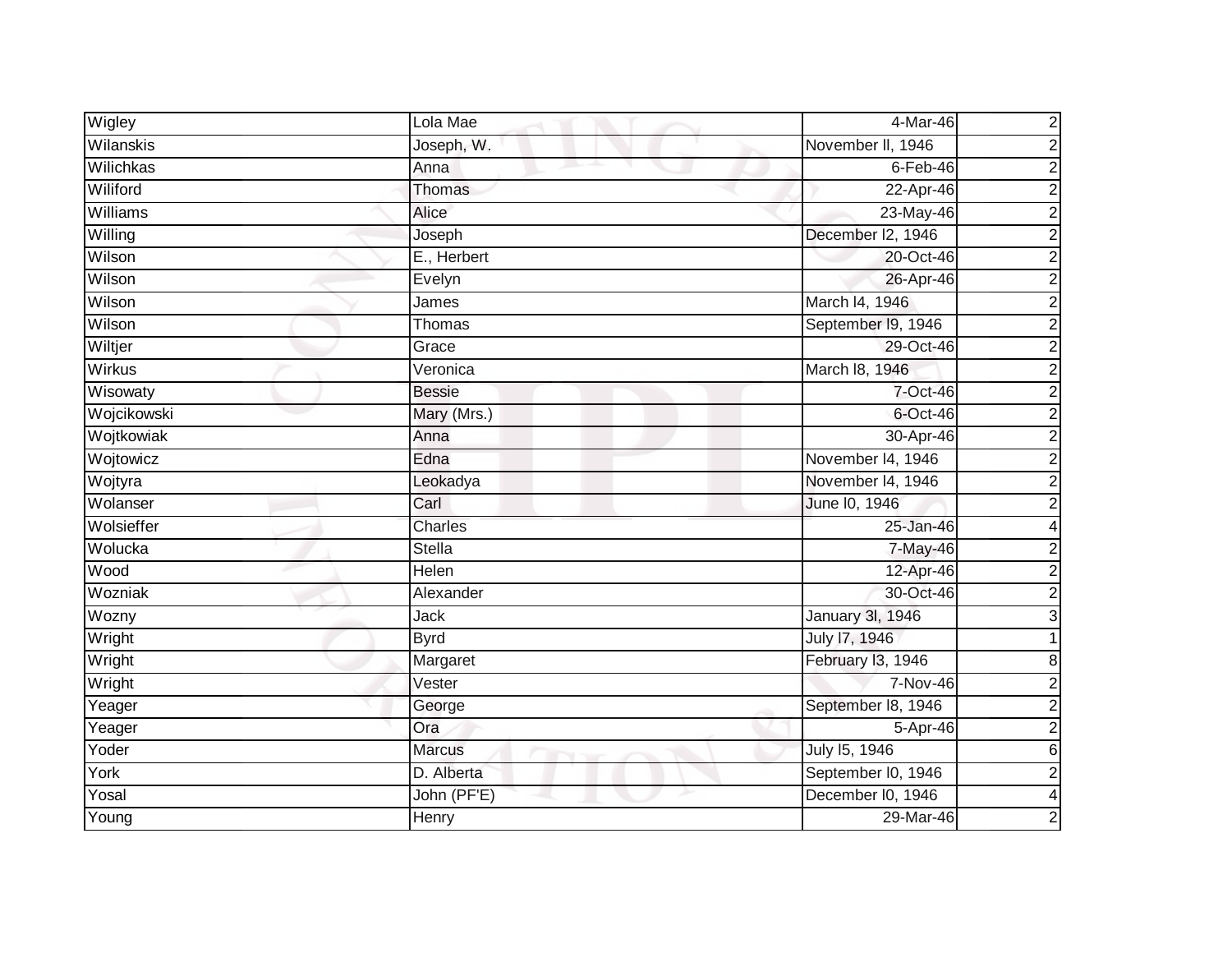| Wigley | Lola Mae | 4-Mar-46 | 2 |
|---|---|---|---|
| Wilanskis | Joseph, W. | November ll, 1946 | 2 |
| Wilichkas | Anna | 6-Feb-46 | 2 |
| Wiliford | Thomas | 22-Apr-46 | 2 |
| Williams | Alice | 23-May-46 | 2 |
| Willing | Joseph | December l2, 1946 | 2 |
| Wilson | E., Herbert | 20-Oct-46 | 2 |
| Wilson | Evelyn | 26-Apr-46 | 2 |
| Wilson | James | March l4, 1946 | 2 |
| Wilson | Thomas | September l9, 1946 | 2 |
| Wiltjer | Grace | 29-Oct-46 | 2 |
| Wirkus | Veronica | March l8, 1946 | 2 |
| Wisowaty | Bessie | 7-Oct-46 | 2 |
| Wojcikowski | Mary (Mrs.) | 6-Oct-46 | 2 |
| Wojtkowiak | Anna | 30-Apr-46 | 2 |
| Wojtowicz | Edna | November l4, 1946 | 2 |
| Wojtyra | Leokadya | November l4, 1946 | 2 |
| Wolanser | Carl | June l0, 1946 | 2 |
| Wolsieffer | Charles | 25-Jan-46 | 4 |
| Wolucka | Stella | 7-May-46 | 2 |
| Wood | Helen | 12-Apr-46 | 2 |
| Wozniak | Alexander | 30-Oct-46 | 2 |
| Wozny | Jack | January 3l, 1946 | 3 |
| Wright | Byrd | July l7, 1946 | 1 |
| Wright | Margaret | February l3, 1946 | 8 |
| Wright | Vester | 7-Nov-46 | 2 |
| Yeager | George | September l8, 1946 | 2 |
| Yeager | Ora | 5-Apr-46 | 2 |
| Yoder | Marcus | July l5, 1946 | 6 |
| York | D. Alberta | September l0, 1946 | 2 |
| Yosal | John (PF'E) | December l0, 1946 | 4 |
| Young | Henry | 29-Mar-46 | 2 |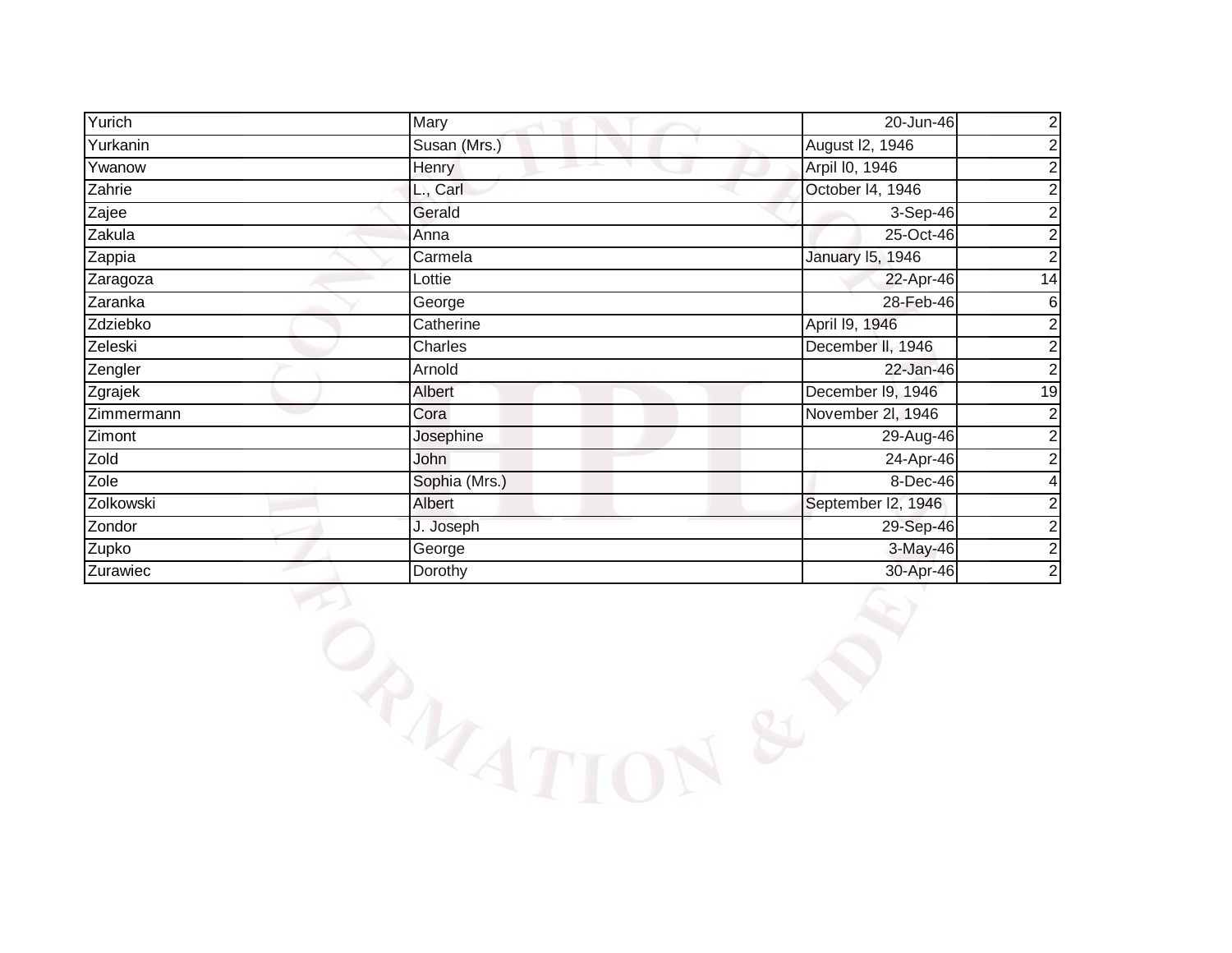| | | | |
|---|---|---|---|
| Yurich | Mary | 20-Jun-46 | 2 |
| Yurkanin | Susan (Mrs.) | August l2, 1946 | 2 |
| Ywanow | Henry | Arpil l0, 1946 | 2 |
| Zahrie | L., Carl | October l4, 1946 | 2 |
| Zajee | Gerald | 3-Sep-46 | 2 |
| Zakula | Anna | 25-Oct-46 | 2 |
| Zappia | Carmela | January l5, 1946 | 2 |
| Zaragoza | Lottie | 22-Apr-46 | 14 |
| Zaranka | George | 28-Feb-46 | 6 |
| Zdziebko | Catherine | April l9, 1946 | 2 |
| Zeleski | Charles | December ll, 1946 | 2 |
| Zengler | Arnold | 22-Jan-46 | 2 |
| Zgrajek | Albert | December l9, 1946 | 19 |
| Zimmermann | Cora | November 2l, 1946 | 2 |
| Zimont | Josephine | 29-Aug-46 | 2 |
| Zold | John | 24-Apr-46 | 2 |
| Zole | Sophia (Mrs.) | 8-Dec-46 | 4 |
| Zolkowski | Albert | September l2, 1946 | 2 |
| Zondor | J. Joseph | 29-Sep-46 | 2 |
| Zupko | George | 3-May-46 | 2 |
| Zurawiec | Dorothy | 30-Apr-46 | 2 |